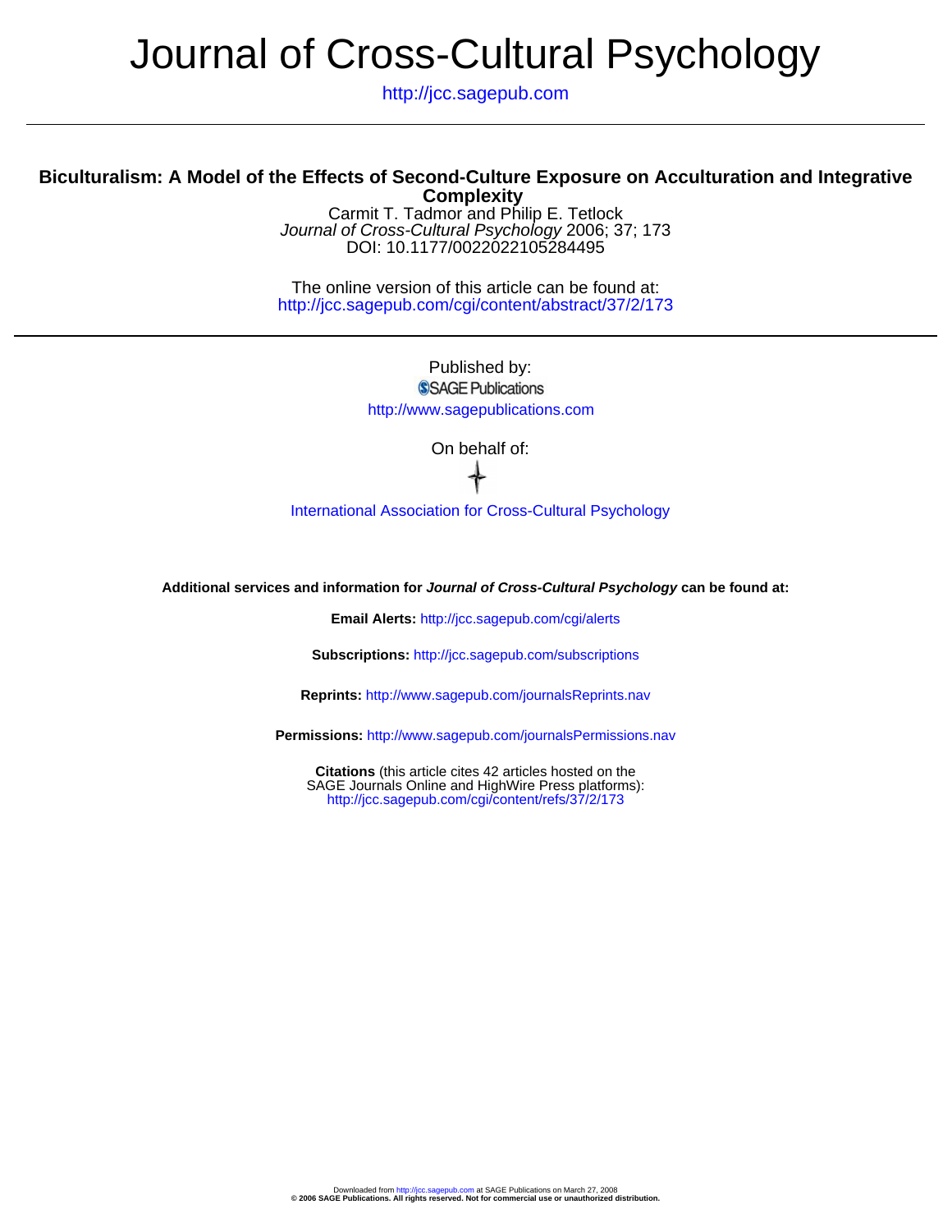# Journal of Cross-Cultural Psychology

http://jcc.sagepub.com

---

## Biculturalism: A Model of the Effects of Second-Culture Exposure on Acculturation and Integrative Complexity

Carmit T. Tadmor and Philip E. Tetlock
*Journal of Cross-Cultural Psychology* 2006; 37; 173
DOI: 10.1177/0022022105284495

The online version of this article can be found at:
http://jcc.sagepub.com/cgi/content/abstract/37/2/173

---

Published by:
SAGE Publications
http://www.sagepublications.com

On behalf of:

International Association for Cross-Cultural Psychology

**Additional services and information for *Journal of Cross-Cultural Psychology* can be found at:**

**Email Alerts:** http://jcc.sagepub.com/cgi/alerts

**Subscriptions:** http://jcc.sagepub.com/subscriptions

**Reprints:** http://www.sagepub.com/journalsReprints.nav

**Permissions:** http://www.sagepub.com/journalsPermissions.nav

**Citations** (this article cites 42 articles hosted on the SAGE Journals Online and HighWire Press platforms):
http://jcc.sagepub.com/cgi/content/refs/37/2/173

Downloaded from http://jcc.sagepub.com at SAGE Publications on March 27, 2008
**© 2006 SAGE Publications. All rights reserved. Not for commercial use or unauthorized distribution.**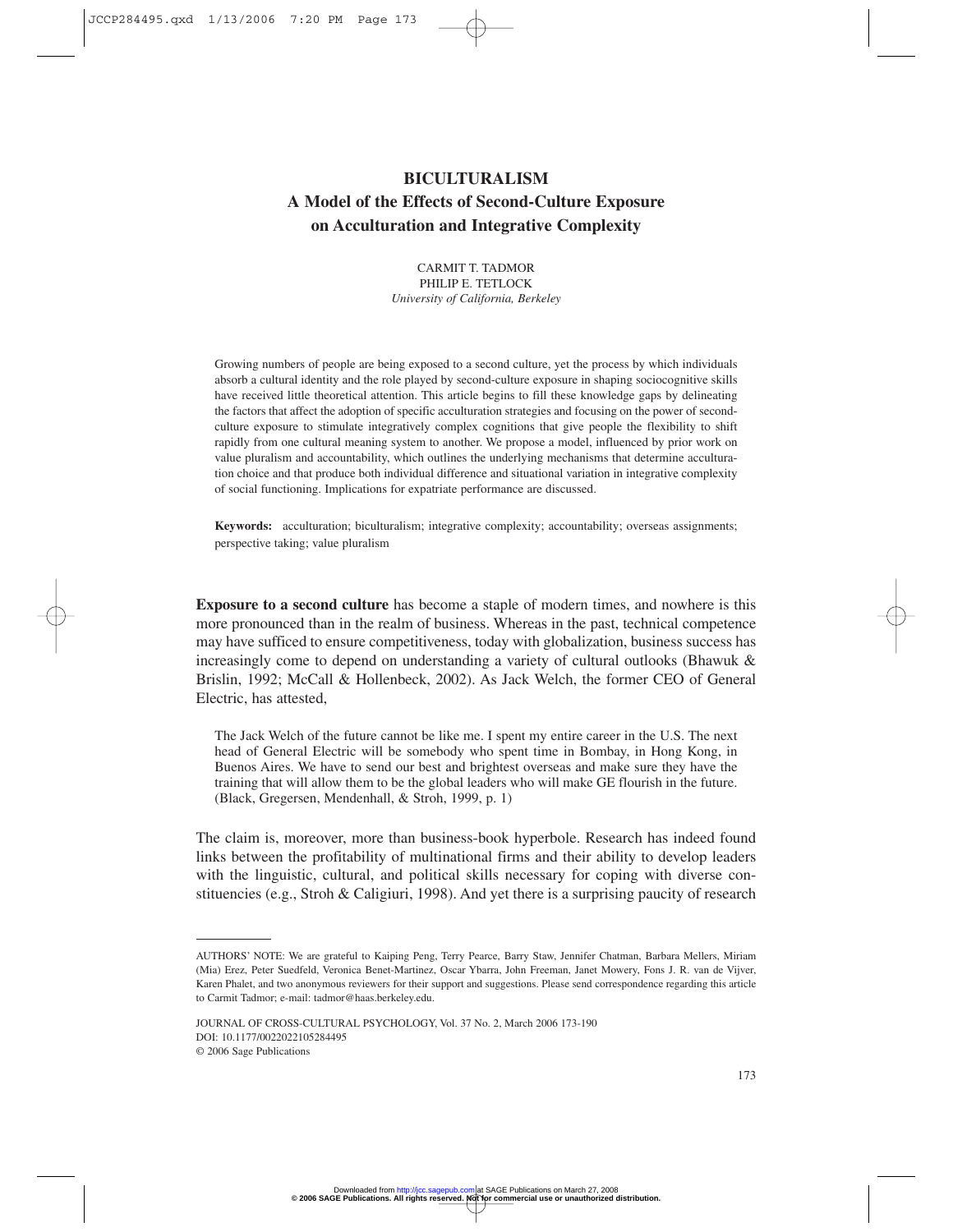# BICULTURALISM

## A Model of the Effects of Second-Culture Exposure on Acculturation and Integrative Complexity

CARMIT T. TADMOR
PHILIP E. TETLOCK
*University of California, Berkeley*

Growing numbers of people are being exposed to a second culture, yet the process by which individuals absorb a cultural identity and the role played by second-culture exposure in shaping sociocognitive skills have received little theoretical attention. This article begins to fill these knowledge gaps by delineating the factors that affect the adoption of specific acculturation strategies and focusing on the power of second-culture exposure to stimulate integratively complex cognitions that give people the flexibility to shift rapidly from one cultural meaning system to another. We propose a model, influenced by prior work on value pluralism and accountability, which outlines the underlying mechanisms that determine acculturation choice and that produce both individual difference and situational variation in integrative complexity of social functioning. Implications for expatriate performance are discussed.

**Keywords:** acculturation; biculturalism; integrative complexity; accountability; overseas assignments; perspective taking; value pluralism

**Exposure to a second culture** has become a staple of modern times, and nowhere is this more pronounced than in the realm of business. Whereas in the past, technical competence may have sufficed to ensure competitiveness, today with globalization, business success has increasingly come to depend on understanding a variety of cultural outlooks (Bhawuk & Brislin, 1992; McCall & Hollenbeck, 2002). As Jack Welch, the former CEO of General Electric, has attested,

> The Jack Welch of the future cannot be like me. I spent my entire career in the U.S. The next head of General Electric will be somebody who spent time in Bombay, in Hong Kong, in Buenos Aires. We have to send our best and brightest overseas and make sure they have the training that will allow them to be the global leaders who will make GE flourish in the future. (Black, Gregersen, Mendenhall, & Stroh, 1999, p. 1)

The claim is, moreover, more than business-book hyperbole. Research has indeed found links between the profitability of multinational firms and their ability to develop leaders with the linguistic, cultural, and political skills necessary for coping with diverse constituencies (e.g., Stroh & Caligiuri, 1998). And yet there is a surprising paucity of research

---

AUTHORS' NOTE: We are grateful to Kaiping Peng, Terry Pearce, Barry Staw, Jennifer Chatman, Barbara Mellers, Miriam (Mia) Erez, Peter Suedfeld, Veronica Benet-Martinez, Oscar Ybarra, John Freeman, Janet Mowery, Fons J. R. van de Vijver, Karen Phalet, and two anonymous reviewers for their support and suggestions. Please send correspondence regarding this article to Carmit Tadmor; e-mail: tadmor@haas.berkeley.edu.

JOURNAL OF CROSS-CULTURAL PSYCHOLOGY, Vol. 37 No. 2, March 2006 173-190
DOI: 10.1177/0022022105284495
© 2006 Sage Publications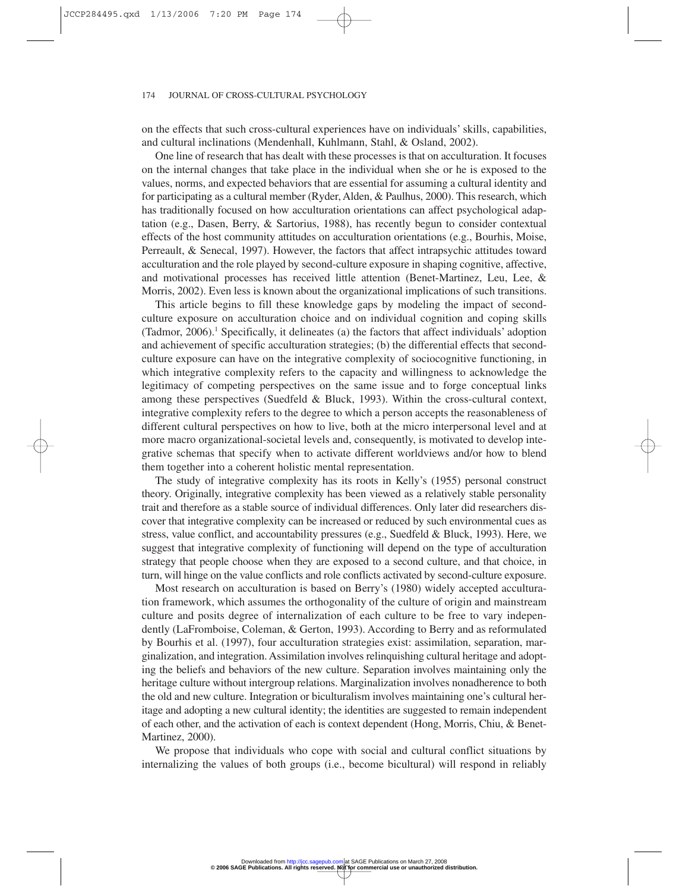on the effects that such cross-cultural experiences have on individuals' skills, capabilities, and cultural inclinations (Mendenhall, Kuhlmann, Stahl, & Osland, 2002).

One line of research that has dealt with these processes is that on acculturation. It focuses on the internal changes that take place in the individual when she or he is exposed to the values, norms, and expected behaviors that are essential for assuming a cultural identity and for participating as a cultural member (Ryder, Alden, & Paulhus, 2000). This research, which has traditionally focused on how acculturation orientations can affect psychological adaptation (e.g., Dasen, Berry, & Sartorius, 1988), has recently begun to consider contextual effects of the host community attitudes on acculturation orientations (e.g., Bourhis, Moise, Perreault, & Senecal, 1997). However, the factors that affect intrapsychic attitudes toward acculturation and the role played by second-culture exposure in shaping cognitive, affective, and motivational processes has received little attention (Benet-Martinez, Leu, Lee, & Morris, 2002). Even less is known about the organizational implications of such transitions.

This article begins to fill these knowledge gaps by modeling the impact of second-culture exposure on acculturation choice and on individual cognition and coping skills (Tadmor, 2006).[1] Specifically, it delineates (a) the factors that affect individuals' adoption and achievement of specific acculturation strategies; (b) the differential effects that second-culture exposure can have on the integrative complexity of sociocognitive functioning, in which integrative complexity refers to the capacity and willingness to acknowledge the legitimacy of competing perspectives on the same issue and to forge conceptual links among these perspectives (Suedfeld & Bluck, 1993). Within the cross-cultural context, integrative complexity refers to the degree to which a person accepts the reasonableness of different cultural perspectives on how to live, both at the micro interpersonal level and at more macro organizational-societal levels and, consequently, is motivated to develop integrative schemas that specify when to activate different worldviews and/or how to blend them together into a coherent holistic mental representation.

The study of integrative complexity has its roots in Kelly's (1955) personal construct theory. Originally, integrative complexity has been viewed as a relatively stable personality trait and therefore as a stable source of individual differences. Only later did researchers discover that integrative complexity can be increased or reduced by such environmental cues as stress, value conflict, and accountability pressures (e.g., Suedfeld & Bluck, 1993). Here, we suggest that integrative complexity of functioning will depend on the type of acculturation strategy that people choose when they are exposed to a second culture, and that choice, in turn, will hinge on the value conflicts and role conflicts activated by second-culture exposure.

Most research on acculturation is based on Berry's (1980) widely accepted acculturation framework, which assumes the orthogonality of the culture of origin and mainstream culture and posits degree of internalization of each culture to be free to vary independently (LaFromboise, Coleman, & Gerton, 1993). According to Berry and as reformulated by Bourhis et al. (1997), four acculturation strategies exist: assimilation, separation, marginalization, and integration. Assimilation involves relinquishing cultural heritage and adopting the beliefs and behaviors of the new culture. Separation involves maintaining only the heritage culture without intergroup relations. Marginalization involves nonadherence to both the old and new culture. Integration or biculturalism involves maintaining one's cultural heritage and adopting a new cultural identity; the identities are suggested to remain independent of each other, and the activation of each is context dependent (Hong, Morris, Chiu, & Benet-Martinez, 2000).

We propose that individuals who cope with social and cultural conflict situations by internalizing the values of both groups (i.e., become bicultural) will respond in reliably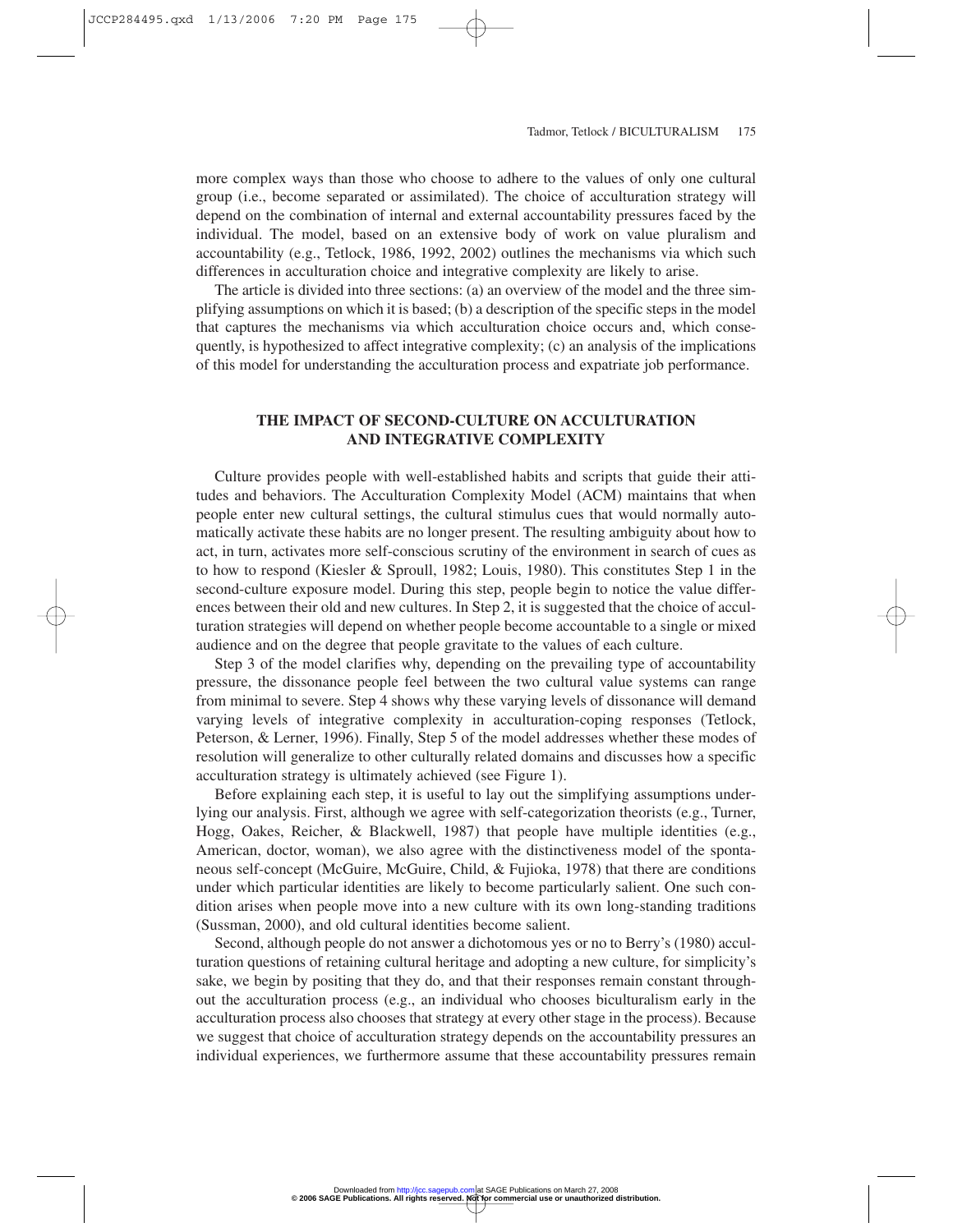more complex ways than those who choose to adhere to the values of only one cultural group (i.e., become separated or assimilated). The choice of acculturation strategy will depend on the combination of internal and external accountability pressures faced by the individual. The model, based on an extensive body of work on value pluralism and accountability (e.g., Tetlock, 1986, 1992, 2002) outlines the mechanisms via which such differences in acculturation choice and integrative complexity are likely to arise.

The article is divided into three sections: (a) an overview of the model and the three simplifying assumptions on which it is based; (b) a description of the specific steps in the model that captures the mechanisms via which acculturation choice occurs and, which consequently, is hypothesized to affect integrative complexity; (c) an analysis of the implications of this model for understanding the acculturation process and expatriate job performance.

## THE IMPACT OF SECOND-CULTURE ON ACCULTURATION AND INTEGRATIVE COMPLEXITY

Culture provides people with well-established habits and scripts that guide their attitudes and behaviors. The Acculturation Complexity Model (ACM) maintains that when people enter new cultural settings, the cultural stimulus cues that would normally automatically activate these habits are no longer present. The resulting ambiguity about how to act, in turn, activates more self-conscious scrutiny of the environment in search of cues as to how to respond (Kiesler & Sproull, 1982; Louis, 1980). This constitutes Step 1 in the second-culture exposure model. During this step, people begin to notice the value differences between their old and new cultures. In Step 2, it is suggested that the choice of acculturation strategies will depend on whether people become accountable to a single or mixed audience and on the degree that people gravitate to the values of each culture.

Step 3 of the model clarifies why, depending on the prevailing type of accountability pressure, the dissonance people feel between the two cultural value systems can range from minimal to severe. Step 4 shows why these varying levels of dissonance will demand varying levels of integrative complexity in acculturation-coping responses (Tetlock, Peterson, & Lerner, 1996). Finally, Step 5 of the model addresses whether these modes of resolution will generalize to other culturally related domains and discusses how a specific acculturation strategy is ultimately achieved (see Figure 1).

Before explaining each step, it is useful to lay out the simplifying assumptions underlying our analysis. First, although we agree with self-categorization theorists (e.g., Turner, Hogg, Oakes, Reicher, & Blackwell, 1987) that people have multiple identities (e.g., American, doctor, woman), we also agree with the distinctiveness model of the spontaneous self-concept (McGuire, McGuire, Child, & Fujioka, 1978) that there are conditions under which particular identities are likely to become particularly salient. One such condition arises when people move into a new culture with its own long-standing traditions (Sussman, 2000), and old cultural identities become salient.

Second, although people do not answer a dichotomous yes or no to Berry's (1980) acculturation questions of retaining cultural heritage and adopting a new culture, for simplicity's sake, we begin by positing that they do, and that their responses remain constant throughout the acculturation process (e.g., an individual who chooses biculturalism early in the acculturation process also chooses that strategy at every other stage in the process). Because we suggest that choice of acculturation strategy depends on the accountability pressures an individual experiences, we furthermore assume that these accountability pressures remain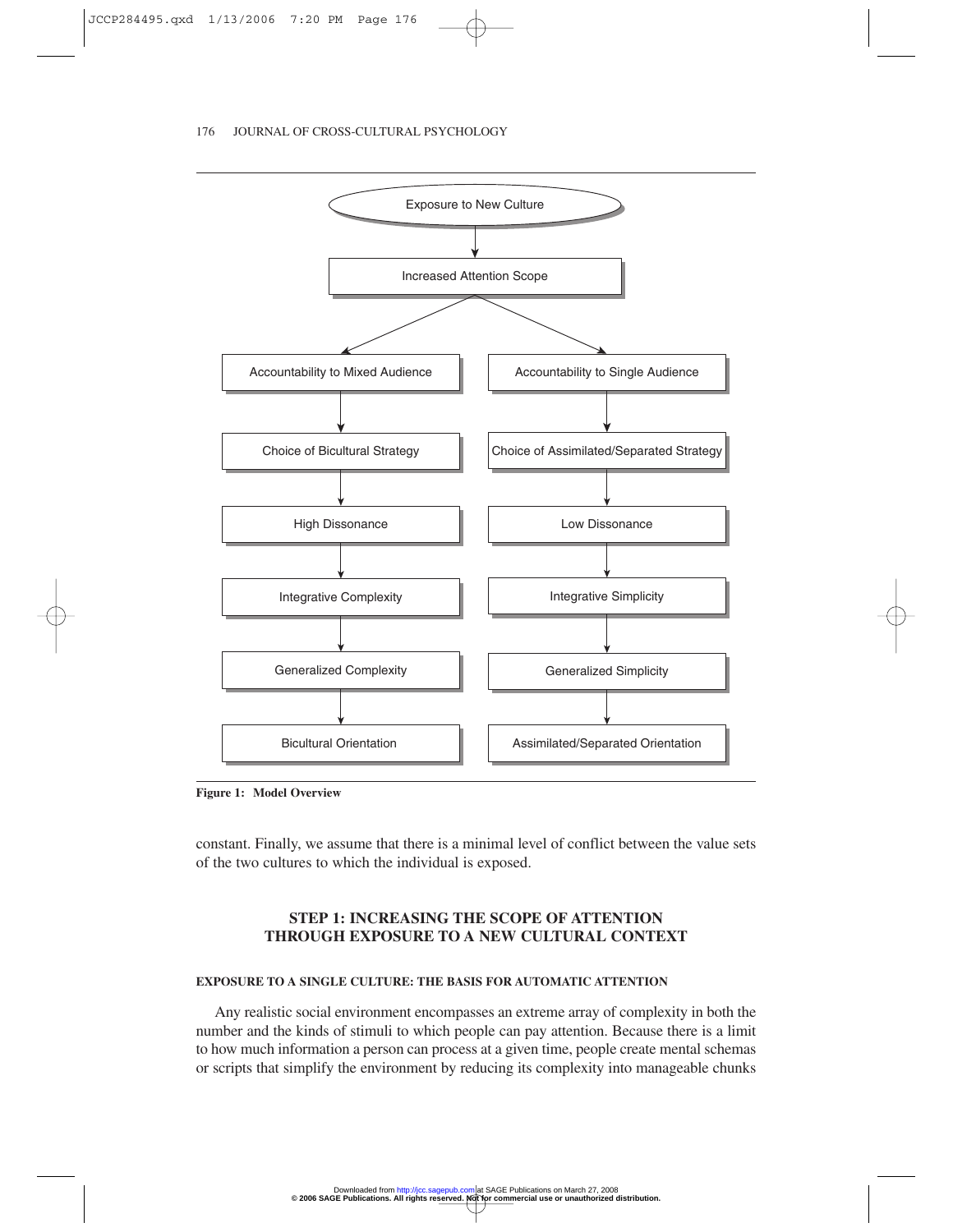Exposure to New Culture → Increased Attention Scope

| Accountability to Mixed Audience | Accountability to Single Audience |
| --- | --- |
| Choice of Bicultural Strategy | Choice of Assimilated/Separated Strategy |
| High Dissonance | Low Dissonance |
| Integrative Complexity | Integrative Simplicity |
| Generalized Complexity | Generalized Simplicity |
| Bicultural Orientation | Assimilated/Separated Orientation |

**Figure 1: Model Overview**

constant. Finally, we assume that there is a minimal level of conflict between the value sets of the two cultures to which the individual is exposed.

## STEP 1: INCREASING THE SCOPE OF ATTENTION THROUGH EXPOSURE TO A NEW CULTURAL CONTEXT

### EXPOSURE TO A SINGLE CULTURE: THE BASIS FOR AUTOMATIC ATTENTION

Any realistic social environment encompasses an extreme array of complexity in both the number and the kinds of stimuli to which people can pay attention. Because there is a limit to how much information a person can process at a given time, people create mental schemas or scripts that simplify the environment by reducing its complexity into manageable chunks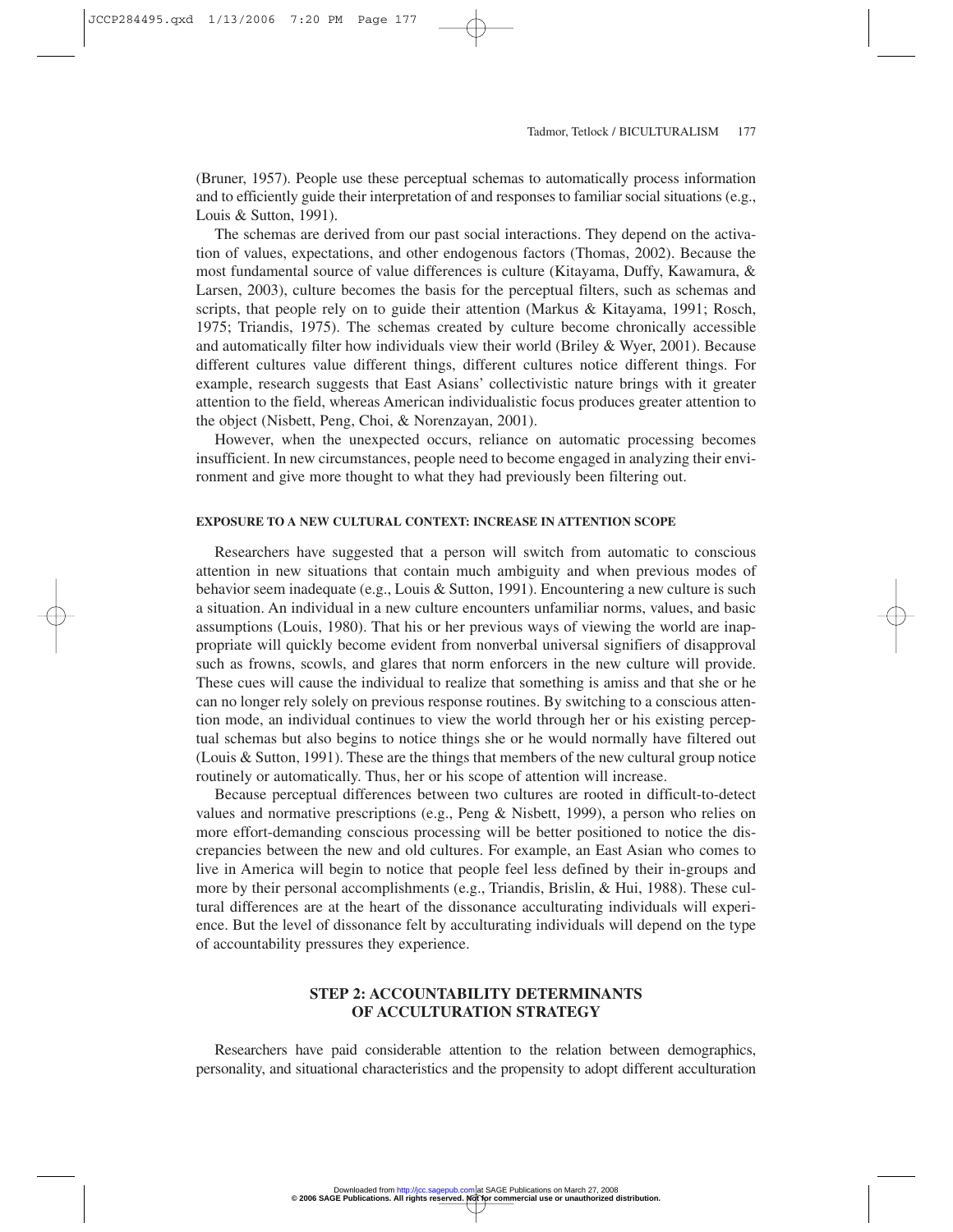(Bruner, 1957). People use these perceptual schemas to automatically process information and to efficiently guide their interpretation of and responses to familiar social situations (e.g., Louis & Sutton, 1991).

The schemas are derived from our past social interactions. They depend on the activation of values, expectations, and other endogenous factors (Thomas, 2002). Because the most fundamental source of value differences is culture (Kitayama, Duffy, Kawamura, & Larsen, 2003), culture becomes the basis for the perceptual filters, such as schemas and scripts, that people rely on to guide their attention (Markus & Kitayama, 1991; Rosch, 1975; Triandis, 1975). The schemas created by culture become chronically accessible and automatically filter how individuals view their world (Briley & Wyer, 2001). Because different cultures value different things, different cultures notice different things. For example, research suggests that East Asians' collectivistic nature brings with it greater attention to the field, whereas American individualistic focus produces greater attention to the object (Nisbett, Peng, Choi, & Norenzayan, 2001).

However, when the unexpected occurs, reliance on automatic processing becomes insufficient. In new circumstances, people need to become engaged in analyzing their environment and give more thought to what they had previously been filtering out.

#### EXPOSURE TO A NEW CULTURAL CONTEXT: INCREASE IN ATTENTION SCOPE

Researchers have suggested that a person will switch from automatic to conscious attention in new situations that contain much ambiguity and when previous modes of behavior seem inadequate (e.g., Louis & Sutton, 1991). Encountering a new culture is such a situation. An individual in a new culture encounters unfamiliar norms, values, and basic assumptions (Louis, 1980). That his or her previous ways of viewing the world are inappropriate will quickly become evident from nonverbal universal signifiers of disapproval such as frowns, scowls, and glares that norm enforcers in the new culture will provide. These cues will cause the individual to realize that something is amiss and that she or he can no longer rely solely on previous response routines. By switching to a conscious attention mode, an individual continues to view the world through her or his existing perceptual schemas but also begins to notice things she or he would normally have filtered out (Louis & Sutton, 1991). These are the things that members of the new cultural group notice routinely or automatically. Thus, her or his scope of attention will increase.

Because perceptual differences between two cultures are rooted in difficult-to-detect values and normative prescriptions (e.g., Peng & Nisbett, 1999), a person who relies on more effort-demanding conscious processing will be better positioned to notice the discrepancies between the new and old cultures. For example, an East Asian who comes to live in America will begin to notice that people feel less defined by their in-groups and more by their personal accomplishments (e.g., Triandis, Brislin, & Hui, 1988). These cultural differences are at the heart of the dissonance acculturating individuals will experience. But the level of dissonance felt by acculturating individuals will depend on the type of accountability pressures they experience.

## STEP 2: ACCOUNTABILITY DETERMINANTS OF ACCULTURATION STRATEGY

Researchers have paid considerable attention to the relation between demographics, personality, and situational characteristics and the propensity to adopt different acculturation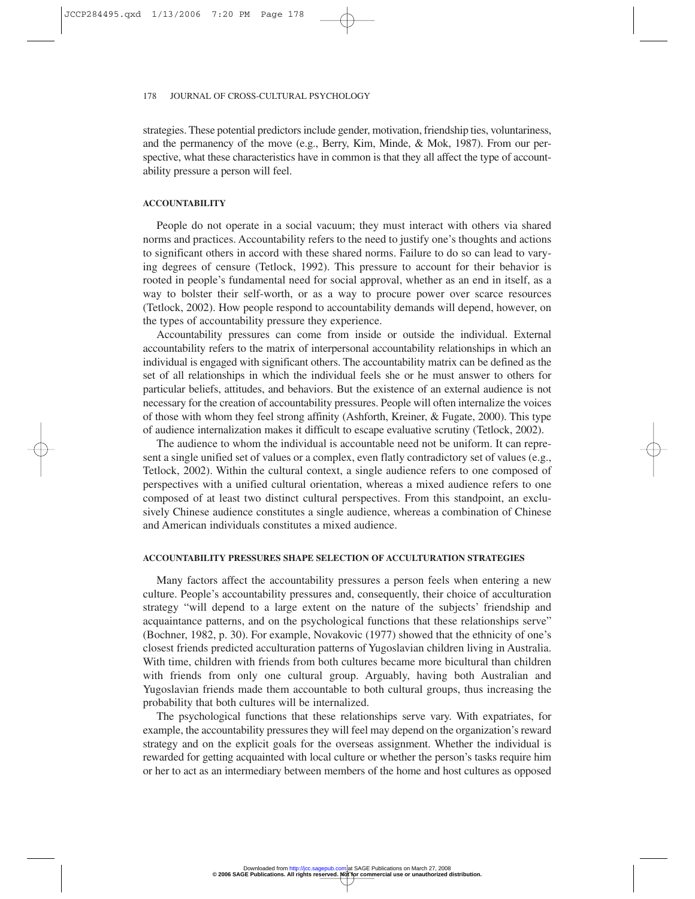strategies. These potential predictors include gender, motivation, friendship ties, voluntariness, and the permanency of the move (e.g., Berry, Kim, Minde, & Mok, 1987). From our perspective, what these characteristics have in common is that they all affect the type of accountability pressure a person will feel.

## ACCOUNTABILITY

People do not operate in a social vacuum; they must interact with others via shared norms and practices. Accountability refers to the need to justify one's thoughts and actions to significant others in accord with these shared norms. Failure to do so can lead to varying degrees of censure (Tetlock, 1992). This pressure to account for their behavior is rooted in people's fundamental need for social approval, whether as an end in itself, as a way to bolster their self-worth, or as a way to procure power over scarce resources (Tetlock, 2002). How people respond to accountability demands will depend, however, on the types of accountability pressure they experience.

Accountability pressures can come from inside or outside the individual. External accountability refers to the matrix of interpersonal accountability relationships in which an individual is engaged with significant others. The accountability matrix can be defined as the set of all relationships in which the individual feels she or he must answer to others for particular beliefs, attitudes, and behaviors. But the existence of an external audience is not necessary for the creation of accountability pressures. People will often internalize the voices of those with whom they feel strong affinity (Ashforth, Kreiner, & Fugate, 2000). This type of audience internalization makes it difficult to escape evaluative scrutiny (Tetlock, 2002).

The audience to whom the individual is accountable need not be uniform. It can represent a single unified set of values or a complex, even flatly contradictory set of values (e.g., Tetlock, 2002). Within the cultural context, a single audience refers to one composed of perspectives with a unified cultural orientation, whereas a mixed audience refers to one composed of at least two distinct cultural perspectives. From this standpoint, an exclusively Chinese audience constitutes a single audience, whereas a combination of Chinese and American individuals constitutes a mixed audience.

## ACCOUNTABILITY PRESSURES SHAPE SELECTION OF ACCULTURATION STRATEGIES

Many factors affect the accountability pressures a person feels when entering a new culture. People's accountability pressures and, consequently, their choice of acculturation strategy "will depend to a large extent on the nature of the subjects' friendship and acquaintance patterns, and on the psychological functions that these relationships serve" (Bochner, 1982, p. 30). For example, Novakovic (1977) showed that the ethnicity of one's closest friends predicted acculturation patterns of Yugoslavian children living in Australia. With time, children with friends from both cultures became more bicultural than children with friends from only one cultural group. Arguably, having both Australian and Yugoslavian friends made them accountable to both cultural groups, thus increasing the probability that both cultures will be internalized.

The psychological functions that these relationships serve vary. With expatriates, for example, the accountability pressures they will feel may depend on the organization's reward strategy and on the explicit goals for the overseas assignment. Whether the individual is rewarded for getting acquainted with local culture or whether the person's tasks require him or her to act as an intermediary between members of the home and host cultures as opposed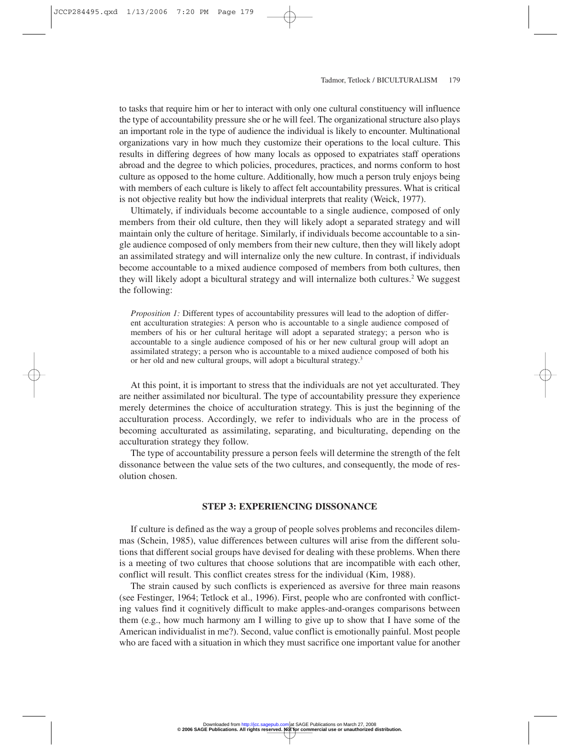to tasks that require him or her to interact with only one cultural constituency will influence the type of accountability pressure she or he will feel. The organizational structure also plays an important role in the type of audience the individual is likely to encounter. Multinational organizations vary in how much they customize their operations to the local culture. This results in differing degrees of how many locals as opposed to expatriates staff operations abroad and the degree to which policies, procedures, practices, and norms conform to host culture as opposed to the home culture. Additionally, how much a person truly enjoys being with members of each culture is likely to affect felt accountability pressures. What is critical is not objective reality but how the individual interprets that reality (Weick, 1977).

Ultimately, if individuals become accountable to a single audience, composed of only members from their old culture, then they will likely adopt a separated strategy and will maintain only the culture of heritage. Similarly, if individuals become accountable to a single audience composed of only members from their new culture, then they will likely adopt an assimilated strategy and will internalize only the new culture. In contrast, if individuals become accountable to a mixed audience composed of members from both cultures, then they will likely adopt a bicultural strategy and will internalize both cultures.[2] We suggest the following:

> *Proposition 1:* Different types of accountability pressures will lead to the adoption of different acculturation strategies: A person who is accountable to a single audience composed of members of his or her cultural heritage will adopt a separated strategy; a person who is accountable to a single audience composed of his or her new cultural group will adopt an assimilated strategy; a person who is accountable to a mixed audience composed of both his or her old and new cultural groups, will adopt a bicultural strategy.[3]

At this point, it is important to stress that the individuals are not yet acculturated. They are neither assimilated nor bicultural. The type of accountability pressure they experience merely determines the choice of acculturation strategy. This is just the beginning of the acculturation process. Accordingly, we refer to individuals who are in the process of becoming acculturated as assimilating, separating, and biculturating, depending on the acculturation strategy they follow.

The type of accountability pressure a person feels will determine the strength of the felt dissonance between the value sets of the two cultures, and consequently, the mode of resolution chosen.

## STEP 3: EXPERIENCING DISSONANCE

If culture is defined as the way a group of people solves problems and reconciles dilemmas (Schein, 1985), value differences between cultures will arise from the different solutions that different social groups have devised for dealing with these problems. When there is a meeting of two cultures that choose solutions that are incompatible with each other, conflict will result. This conflict creates stress for the individual (Kim, 1988).

The strain caused by such conflicts is experienced as aversive for three main reasons (see Festinger, 1964; Tetlock et al., 1996). First, people who are confronted with conflicting values find it cognitively difficult to make apples-and-oranges comparisons between them (e.g., how much harmony am I willing to give up to show that I have some of the American individualist in me?). Second, value conflict is emotionally painful. Most people who are faced with a situation in which they must sacrifice one important value for another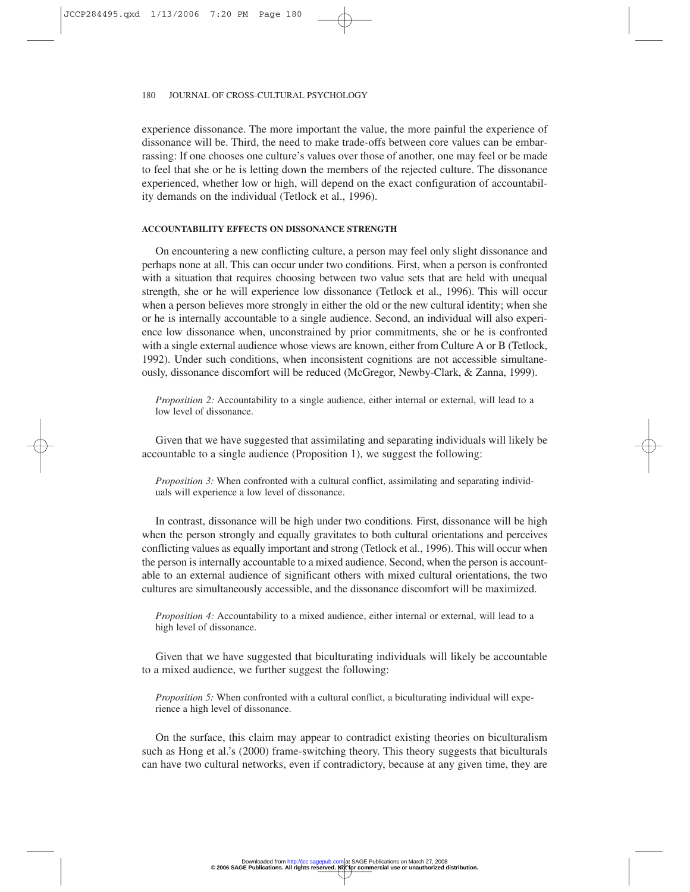experience dissonance. The more important the value, the more painful the experience of dissonance will be. Third, the need to make trade-offs between core values can be embarrassing: If one chooses one culture's values over those of another, one may feel or be made to feel that she or he is letting down the members of the rejected culture. The dissonance experienced, whether low or high, will depend on the exact configuration of accountability demands on the individual (Tetlock et al., 1996).

### ACCOUNTABILITY EFFECTS ON DISSONANCE STRENGTH

On encountering a new conflicting culture, a person may feel only slight dissonance and perhaps none at all. This can occur under two conditions. First, when a person is confronted with a situation that requires choosing between two value sets that are held with unequal strength, she or he will experience low dissonance (Tetlock et al., 1996). This will occur when a person believes more strongly in either the old or the new cultural identity; when she or he is internally accountable to a single audience. Second, an individual will also experience low dissonance when, unconstrained by prior commitments, she or he is confronted with a single external audience whose views are known, either from Culture A or B (Tetlock, 1992). Under such conditions, when inconsistent cognitions are not accessible simultaneously, dissonance discomfort will be reduced (McGregor, Newby-Clark, & Zanna, 1999).

> *Proposition 2:* Accountability to a single audience, either internal or external, will lead to a low level of dissonance.

Given that we have suggested that assimilating and separating individuals will likely be accountable to a single audience (Proposition 1), we suggest the following:

> *Proposition 3:* When confronted with a cultural conflict, assimilating and separating individuals will experience a low level of dissonance.

In contrast, dissonance will be high under two conditions. First, dissonance will be high when the person strongly and equally gravitates to both cultural orientations and perceives conflicting values as equally important and strong (Tetlock et al., 1996). This will occur when the person is internally accountable to a mixed audience. Second, when the person is accountable to an external audience of significant others with mixed cultural orientations, the two cultures are simultaneously accessible, and the dissonance discomfort will be maximized.

> *Proposition 4:* Accountability to a mixed audience, either internal or external, will lead to a high level of dissonance.

Given that we have suggested that biculturating individuals will likely be accountable to a mixed audience, we further suggest the following:

> *Proposition 5:* When confronted with a cultural conflict, a biculturating individual will experience a high level of dissonance.

On the surface, this claim may appear to contradict existing theories on biculturalism such as Hong et al.'s (2000) frame-switching theory. This theory suggests that biculturals can have two cultural networks, even if contradictory, because at any given time, they are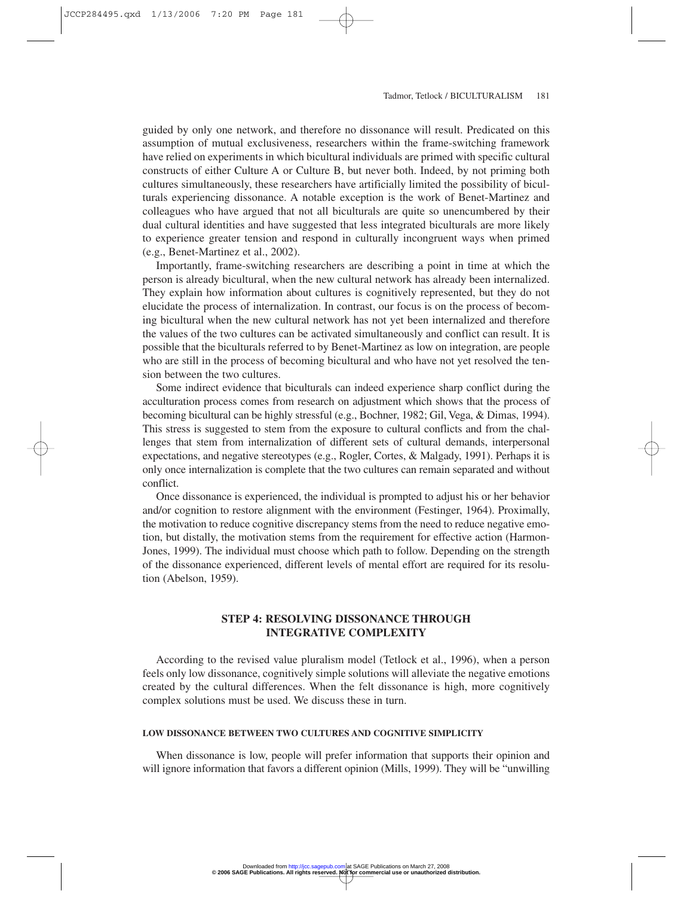guided by only one network, and therefore no dissonance will result. Predicated on this assumption of mutual exclusiveness, researchers within the frame-switching framework have relied on experiments in which bicultural individuals are primed with specific cultural constructs of either Culture A or Culture B, but never both. Indeed, by not priming both cultures simultaneously, these researchers have artificially limited the possibility of biculturals experiencing dissonance. A notable exception is the work of Benet-Martinez and colleagues who have argued that not all biculturals are quite so unencumbered by their dual cultural identities and have suggested that less integrated biculturals are more likely to experience greater tension and respond in culturally incongruent ways when primed (e.g., Benet-Martinez et al., 2002).

Importantly, frame-switching researchers are describing a point in time at which the person is already bicultural, when the new cultural network has already been internalized. They explain how information about cultures is cognitively represented, but they do not elucidate the process of internalization. In contrast, our focus is on the process of becoming bicultural when the new cultural network has not yet been internalized and therefore the values of the two cultures can be activated simultaneously and conflict can result. It is possible that the biculturals referred to by Benet-Martinez as low on integration, are people who are still in the process of becoming bicultural and who have not yet resolved the tension between the two cultures.

Some indirect evidence that biculturals can indeed experience sharp conflict during the acculturation process comes from research on adjustment which shows that the process of becoming bicultural can be highly stressful (e.g., Bochner, 1982; Gil, Vega, & Dimas, 1994). This stress is suggested to stem from the exposure to cultural conflicts and from the challenges that stem from internalization of different sets of cultural demands, interpersonal expectations, and negative stereotypes (e.g., Rogler, Cortes, & Malgady, 1991). Perhaps it is only once internalization is complete that the two cultures can remain separated and without conflict.

Once dissonance is experienced, the individual is prompted to adjust his or her behavior and/or cognition to restore alignment with the environment (Festinger, 1964). Proximally, the motivation to reduce cognitive discrepancy stems from the need to reduce negative emotion, but distally, the motivation stems from the requirement for effective action (Harmon-Jones, 1999). The individual must choose which path to follow. Depending on the strength of the dissonance experienced, different levels of mental effort are required for its resolution (Abelson, 1959).

## STEP 4: RESOLVING DISSONANCE THROUGH INTEGRATIVE COMPLEXITY

According to the revised value pluralism model (Tetlock et al., 1996), when a person feels only low dissonance, cognitively simple solutions will alleviate the negative emotions created by the cultural differences. When the felt dissonance is high, more cognitively complex solutions must be used. We discuss these in turn.

### LOW DISSONANCE BETWEEN TWO CULTURES AND COGNITIVE SIMPLICITY

When dissonance is low, people will prefer information that supports their opinion and will ignore information that favors a different opinion (Mills, 1999). They will be "unwilling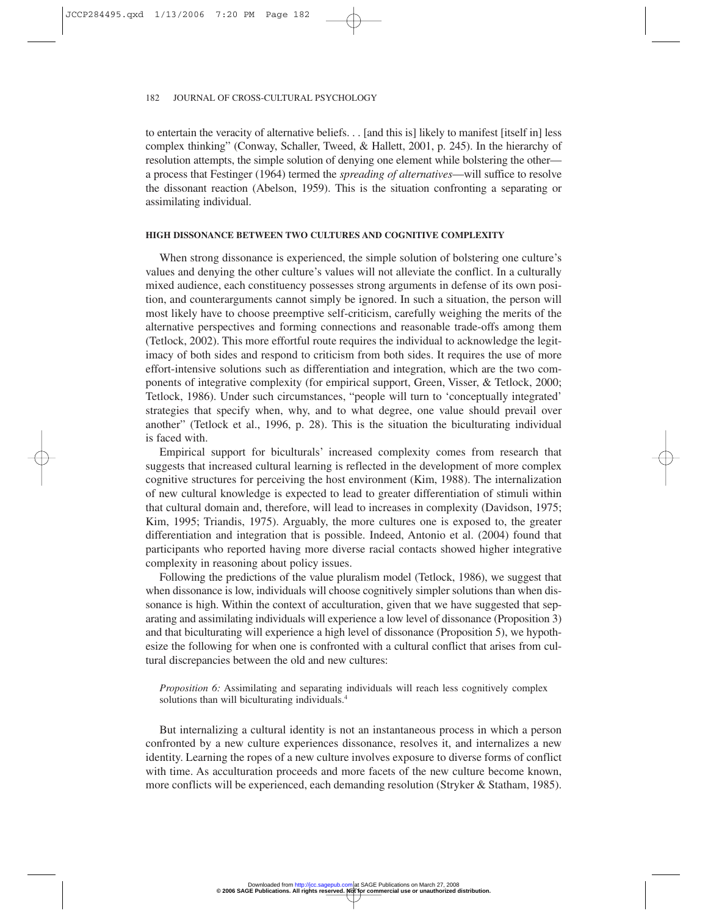to entertain the veracity of alternative beliefs. . . [and this is] likely to manifest [itself in] less complex thinking" (Conway, Schaller, Tweed, & Hallett, 2001, p. 245). In the hierarchy of resolution attempts, the simple solution of denying one element while bolstering the other—a process that Festinger (1964) termed the *spreading of alternatives*—will suffice to resolve the dissonant reaction (Abelson, 1959). This is the situation confronting a separating or assimilating individual.

#### HIGH DISSONANCE BETWEEN TWO CULTURES AND COGNITIVE COMPLEXITY

When strong dissonance is experienced, the simple solution of bolstering one culture's values and denying the other culture's values will not alleviate the conflict. In a culturally mixed audience, each constituency possesses strong arguments in defense of its own position, and counterarguments cannot simply be ignored. In such a situation, the person will most likely have to choose preemptive self-criticism, carefully weighing the merits of the alternative perspectives and forming connections and reasonable trade-offs among them (Tetlock, 2002). This more effortful route requires the individual to acknowledge the legitimacy of both sides and respond to criticism from both sides. It requires the use of more effort-intensive solutions such as differentiation and integration, which are the two components of integrative complexity (for empirical support, Green, Visser, & Tetlock, 2000; Tetlock, 1986). Under such circumstances, "people will turn to 'conceptually integrated' strategies that specify when, why, and to what degree, one value should prevail over another" (Tetlock et al., 1996, p. 28). This is the situation the biculturating individual is faced with.

Empirical support for biculturals' increased complexity comes from research that suggests that increased cultural learning is reflected in the development of more complex cognitive structures for perceiving the host environment (Kim, 1988). The internalization of new cultural knowledge is expected to lead to greater differentiation of stimuli within that cultural domain and, therefore, will lead to increases in complexity (Davidson, 1975; Kim, 1995; Triandis, 1975). Arguably, the more cultures one is exposed to, the greater differentiation and integration that is possible. Indeed, Antonio et al. (2004) found that participants who reported having more diverse racial contacts showed higher integrative complexity in reasoning about policy issues.

Following the predictions of the value pluralism model (Tetlock, 1986), we suggest that when dissonance is low, individuals will choose cognitively simpler solutions than when dissonance is high. Within the context of acculturation, given that we have suggested that separating and assimilating individuals will experience a low level of dissonance (Proposition 3) and that biculturating will experience a high level of dissonance (Proposition 5), we hypothesize the following for when one is confronted with a cultural conflict that arises from cultural discrepancies between the old and new cultures:

> *Proposition 6:* Assimilating and separating individuals will reach less cognitively complex solutions than will biculturating individuals.[4]

But internalizing a cultural identity is not an instantaneous process in which a person confronted by a new culture experiences dissonance, resolves it, and internalizes a new identity. Learning the ropes of a new culture involves exposure to diverse forms of conflict with time. As acculturation proceeds and more facets of the new culture become known, more conflicts will be experienced, each demanding resolution (Stryker & Statham, 1985).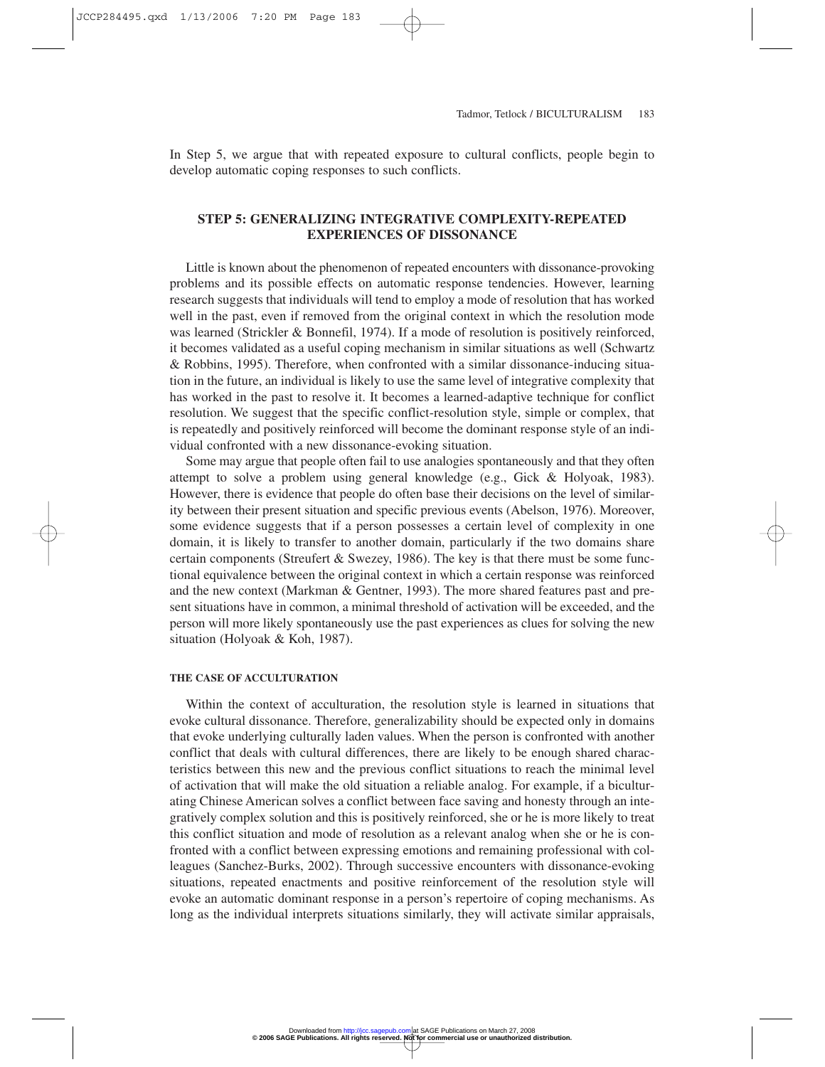In Step 5, we argue that with repeated exposure to cultural conflicts, people begin to develop automatic coping responses to such conflicts.

## STEP 5: GENERALIZING INTEGRATIVE COMPLEXITY-REPEATED EXPERIENCES OF DISSONANCE

Little is known about the phenomenon of repeated encounters with dissonance-provoking problems and its possible effects on automatic response tendencies. However, learning research suggests that individuals will tend to employ a mode of resolution that has worked well in the past, even if removed from the original context in which the resolution mode was learned (Strickler & Bonnefil, 1974). If a mode of resolution is positively reinforced, it becomes validated as a useful coping mechanism in similar situations as well (Schwartz & Robbins, 1995). Therefore, when confronted with a similar dissonance-inducing situation in the future, an individual is likely to use the same level of integrative complexity that has worked in the past to resolve it. It becomes a learned-adaptive technique for conflict resolution. We suggest that the specific conflict-resolution style, simple or complex, that is repeatedly and positively reinforced will become the dominant response style of an individual confronted with a new dissonance-evoking situation.

Some may argue that people often fail to use analogies spontaneously and that they often attempt to solve a problem using general knowledge (e.g., Gick & Holyoak, 1983). However, there is evidence that people do often base their decisions on the level of similarity between their present situation and specific previous events (Abelson, 1976). Moreover, some evidence suggests that if a person possesses a certain level of complexity in one domain, it is likely to transfer to another domain, particularly if the two domains share certain components (Streufert & Swezey, 1986). The key is that there must be some functional equivalence between the original context in which a certain response was reinforced and the new context (Markman & Gentner, 1993). The more shared features past and present situations have in common, a minimal threshold of activation will be exceeded, and the person will more likely spontaneously use the past experiences as clues for solving the new situation (Holyoak & Koh, 1987).

#### THE CASE OF ACCULTURATION

Within the context of acculturation, the resolution style is learned in situations that evoke cultural dissonance. Therefore, generalizability should be expected only in domains that evoke underlying culturally laden values. When the person is confronted with another conflict that deals with cultural differences, there are likely to be enough shared characteristics between this new and the previous conflict situations to reach the minimal level of activation that will make the old situation a reliable analog. For example, if a biculturating Chinese American solves a conflict between face saving and honesty through an integratively complex solution and this is positively reinforced, she or he is more likely to treat this conflict situation and mode of resolution as a relevant analog when she or he is confronted with a conflict between expressing emotions and remaining professional with colleagues (Sanchez-Burks, 2002). Through successive encounters with dissonance-evoking situations, repeated enactments and positive reinforcement of the resolution style will evoke an automatic dominant response in a person's repertoire of coping mechanisms. As long as the individual interprets situations similarly, they will activate similar appraisals,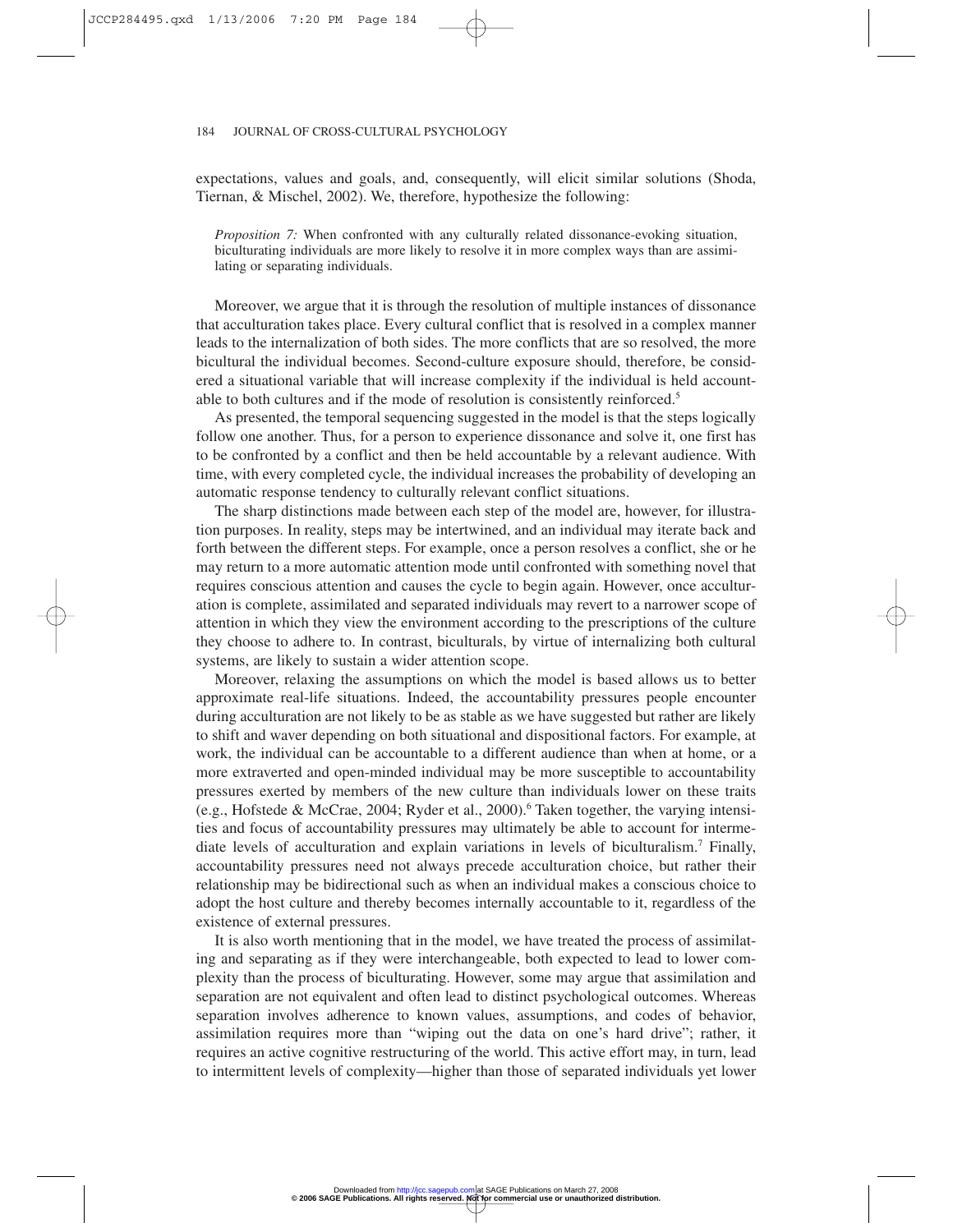expectations, values and goals, and, consequently, will elicit similar solutions (Shoda, Tiernan, & Mischel, 2002). We, therefore, hypothesize the following:

> *Proposition 7:* When confronted with any culturally related dissonance-evoking situation, biculturating individuals are more likely to resolve it in more complex ways than are assimilating or separating individuals.

Moreover, we argue that it is through the resolution of multiple instances of dissonance that acculturation takes place. Every cultural conflict that is resolved in a complex manner leads to the internalization of both sides. The more conflicts that are so resolved, the more bicultural the individual becomes. Second-culture exposure should, therefore, be considered a situational variable that will increase complexity if the individual is held accountable to both cultures and if the mode of resolution is consistently reinforced.[5]

As presented, the temporal sequencing suggested in the model is that the steps logically follow one another. Thus, for a person to experience dissonance and solve it, one first has to be confronted by a conflict and then be held accountable by a relevant audience. With time, with every completed cycle, the individual increases the probability of developing an automatic response tendency to culturally relevant conflict situations.

The sharp distinctions made between each step of the model are, however, for illustration purposes. In reality, steps may be intertwined, and an individual may iterate back and forth between the different steps. For example, once a person resolves a conflict, she or he may return to a more automatic attention mode until confronted with something novel that requires conscious attention and causes the cycle to begin again. However, once acculturation is complete, assimilated and separated individuals may revert to a narrower scope of attention in which they view the environment according to the prescriptions of the culture they choose to adhere to. In contrast, biculturals, by virtue of internalizing both cultural systems, are likely to sustain a wider attention scope.

Moreover, relaxing the assumptions on which the model is based allows us to better approximate real-life situations. Indeed, the accountability pressures people encounter during acculturation are not likely to be as stable as we have suggested but rather are likely to shift and waver depending on both situational and dispositional factors. For example, at work, the individual can be accountable to a different audience than when at home, or a more extraverted and open-minded individual may be more susceptible to accountability pressures exerted by members of the new culture than individuals lower on these traits (e.g., Hofstede & McCrae, 2004; Ryder et al., 2000).[6] Taken together, the varying intensities and focus of accountability pressures may ultimately be able to account for intermediate levels of acculturation and explain variations in levels of biculturalism.[7] Finally, accountability pressures need not always precede acculturation choice, but rather their relationship may be bidirectional such as when an individual makes a conscious choice to adopt the host culture and thereby becomes internally accountable to it, regardless of the existence of external pressures.

It is also worth mentioning that in the model, we have treated the process of assimilating and separating as if they were interchangeable, both expected to lead to lower complexity than the process of biculturating. However, some may argue that assimilation and separation are not equivalent and often lead to distinct psychological outcomes. Whereas separation involves adherence to known values, assumptions, and codes of behavior, assimilation requires more than "wiping out the data on one's hard drive"; rather, it requires an active cognitive restructuring of the world. This active effort may, in turn, lead to intermittent levels of complexity—higher than those of separated individuals yet lower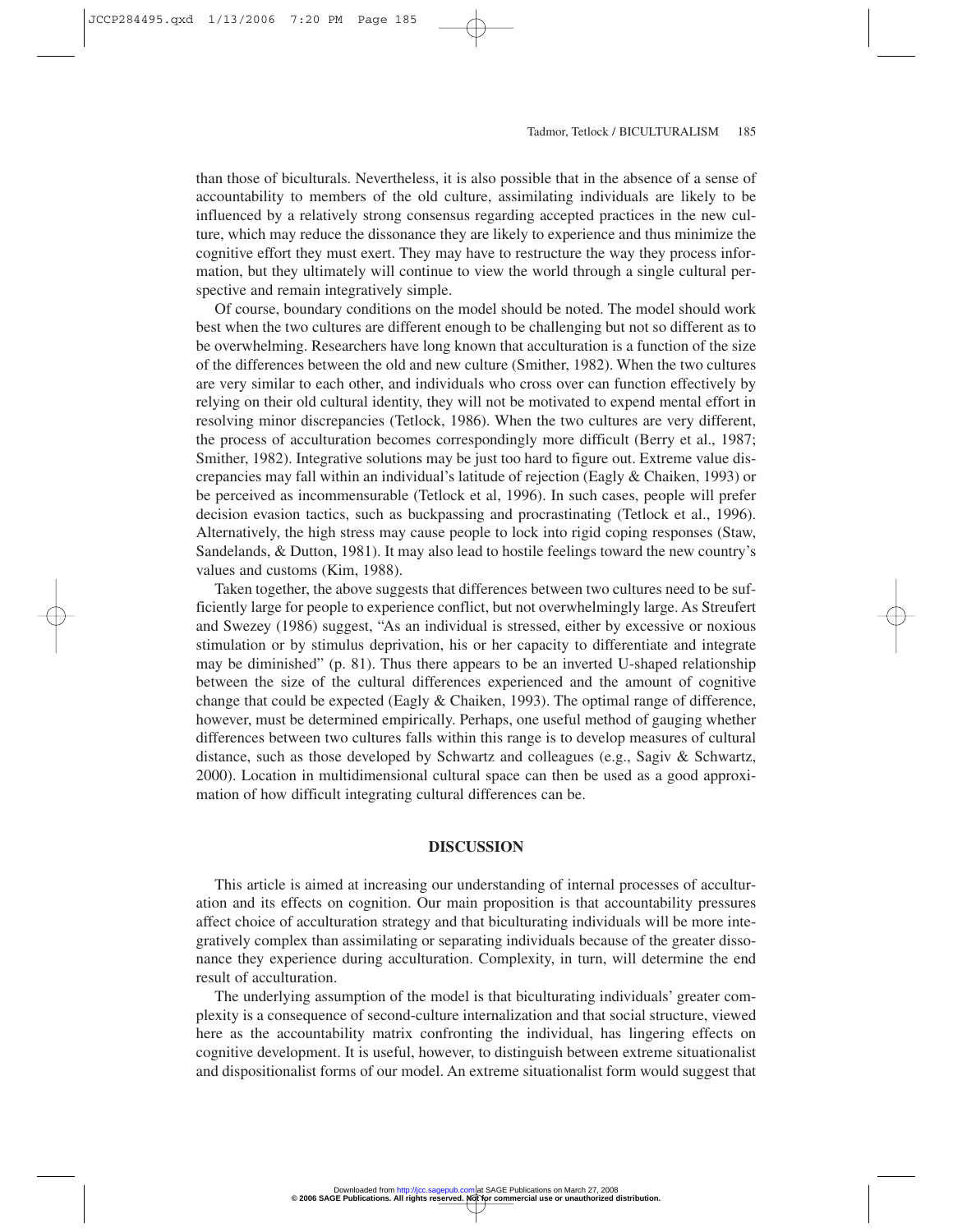than those of biculturals. Nevertheless, it is also possible that in the absence of a sense of accountability to members of the old culture, assimilating individuals are likely to be influenced by a relatively strong consensus regarding accepted practices in the new culture, which may reduce the dissonance they are likely to experience and thus minimize the cognitive effort they must exert. They may have to restructure the way they process information, but they ultimately will continue to view the world through a single cultural perspective and remain integratively simple.

Of course, boundary conditions on the model should be noted. The model should work best when the two cultures are different enough to be challenging but not so different as to be overwhelming. Researchers have long known that acculturation is a function of the size of the differences between the old and new culture (Smither, 1982). When the two cultures are very similar to each other, and individuals who cross over can function effectively by relying on their old cultural identity, they will not be motivated to expend mental effort in resolving minor discrepancies (Tetlock, 1986). When the two cultures are very different, the process of acculturation becomes correspondingly more difficult (Berry et al., 1987; Smither, 1982). Integrative solutions may be just too hard to figure out. Extreme value discrepancies may fall within an individual's latitude of rejection (Eagly & Chaiken, 1993) or be perceived as incommensurable (Tetlock et al, 1996). In such cases, people will prefer decision evasion tactics, such as buckpassing and procrastinating (Tetlock et al., 1996). Alternatively, the high stress may cause people to lock into rigid coping responses (Staw, Sandelands, & Dutton, 1981). It may also lead to hostile feelings toward the new country's values and customs (Kim, 1988).

Taken together, the above suggests that differences between two cultures need to be sufficiently large for people to experience conflict, but not overwhelmingly large. As Streufert and Swezey (1986) suggest, "As an individual is stressed, either by excessive or noxious stimulation or by stimulus deprivation, his or her capacity to differentiate and integrate may be diminished" (p. 81). Thus there appears to be an inverted U-shaped relationship between the size of the cultural differences experienced and the amount of cognitive change that could be expected (Eagly & Chaiken, 1993). The optimal range of difference, however, must be determined empirically. Perhaps, one useful method of gauging whether differences between two cultures falls within this range is to develop measures of cultural distance, such as those developed by Schwartz and colleagues (e.g., Sagiv & Schwartz, 2000). Location in multidimensional cultural space can then be used as a good approximation of how difficult integrating cultural differences can be.

## DISCUSSION

This article is aimed at increasing our understanding of internal processes of acculturation and its effects on cognition. Our main proposition is that accountability pressures affect choice of acculturation strategy and that biculturating individuals will be more integratively complex than assimilating or separating individuals because of the greater dissonance they experience during acculturation. Complexity, in turn, will determine the end result of acculturation.

The underlying assumption of the model is that biculturating individuals' greater complexity is a consequence of second-culture internalization and that social structure, viewed here as the accountability matrix confronting the individual, has lingering effects on cognitive development. It is useful, however, to distinguish between extreme situationalist and dispositionalist forms of our model. An extreme situationalist form would suggest that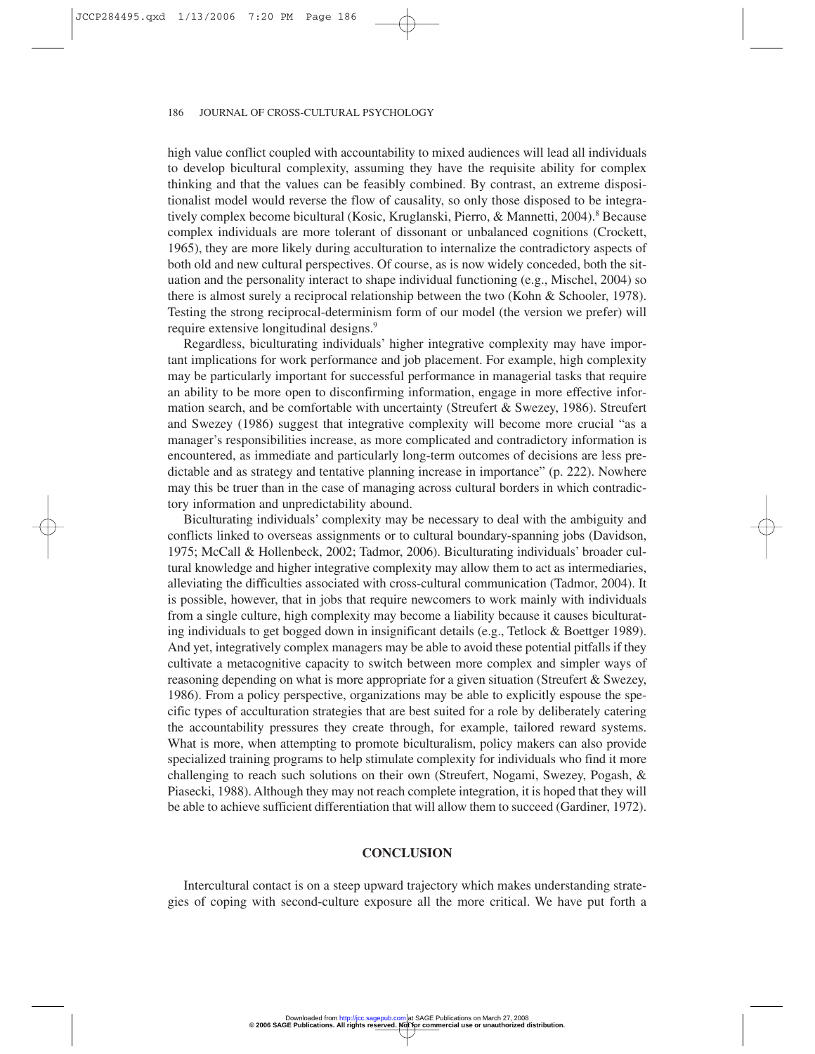high value conflict coupled with accountability to mixed audiences will lead all individuals to develop bicultural complexity, assuming they have the requisite ability for complex thinking and that the values can be feasibly combined. By contrast, an extreme dispositionalist model would reverse the flow of causality, so only those disposed to be integratively complex become bicultural (Kosic, Kruglanski, Pierro, & Mannetti, 2004).[8] Because complex individuals are more tolerant of dissonant or unbalanced cognitions (Crockett, 1965), they are more likely during acculturation to internalize the contradictory aspects of both old and new cultural perspectives. Of course, as is now widely conceded, both the situation and the personality interact to shape individual functioning (e.g., Mischel, 2004) so there is almost surely a reciprocal relationship between the two (Kohn & Schooler, 1978). Testing the strong reciprocal-determinism form of our model (the version we prefer) will require extensive longitudinal designs.[9]

Regardless, biculturating individuals' higher integrative complexity may have important implications for work performance and job placement. For example, high complexity may be particularly important for successful performance in managerial tasks that require an ability to be more open to disconfirming information, engage in more effective information search, and be comfortable with uncertainty (Streufert & Swezey, 1986). Streufert and Swezey (1986) suggest that integrative complexity will become more crucial "as a manager's responsibilities increase, as more complicated and contradictory information is encountered, as immediate and particularly long-term outcomes of decisions are less predictable and as strategy and tentative planning increase in importance" (p. 222). Nowhere may this be truer than in the case of managing across cultural borders in which contradictory information and unpredictability abound.

Biculturating individuals' complexity may be necessary to deal with the ambiguity and conflicts linked to overseas assignments or to cultural boundary-spanning jobs (Davidson, 1975; McCall & Hollenbeck, 2002; Tadmor, 2006). Biculturating individuals' broader cultural knowledge and higher integrative complexity may allow them to act as intermediaries, alleviating the difficulties associated with cross-cultural communication (Tadmor, 2004). It is possible, however, that in jobs that require newcomers to work mainly with individuals from a single culture, high complexity may become a liability because it causes biculturating individuals to get bogged down in insignificant details (e.g., Tetlock & Boettger 1989). And yet, integratively complex managers may be able to avoid these potential pitfalls if they cultivate a metacognitive capacity to switch between more complex and simpler ways of reasoning depending on what is more appropriate for a given situation (Streufert & Swezey, 1986). From a policy perspective, organizations may be able to explicitly espouse the specific types of acculturation strategies that are best suited for a role by deliberately catering the accountability pressures they create through, for example, tailored reward systems. What is more, when attempting to promote biculturalism, policy makers can also provide specialized training programs to help stimulate complexity for individuals who find it more challenging to reach such solutions on their own (Streufert, Nogami, Swezey, Pogash, & Piasecki, 1988). Although they may not reach complete integration, it is hoped that they will be able to achieve sufficient differentiation that will allow them to succeed (Gardiner, 1972).

## CONCLUSION

Intercultural contact is on a steep upward trajectory which makes understanding strategies of coping with second-culture exposure all the more critical. We have put forth a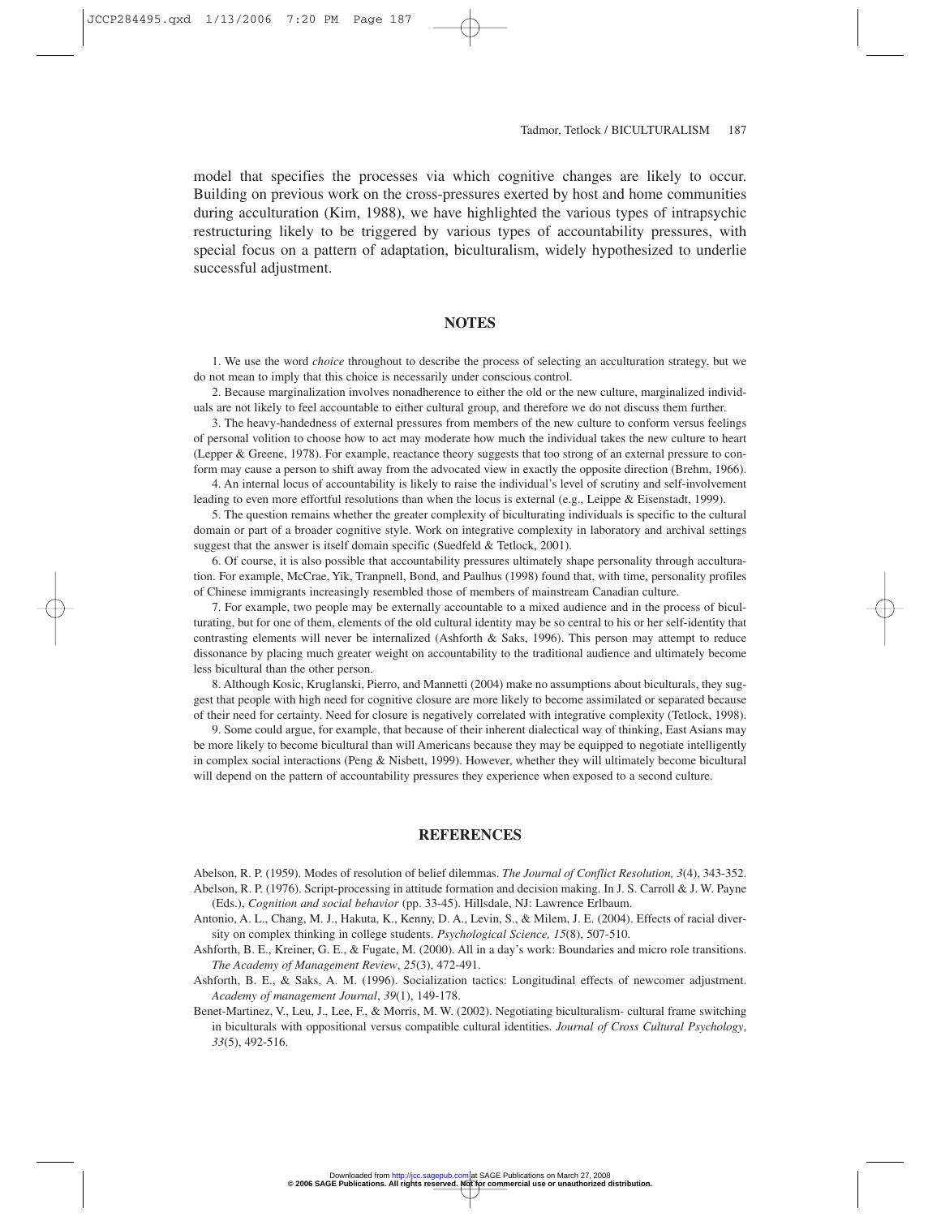model that specifies the processes via which cognitive changes are likely to occur. Building on previous work on the cross-pressures exerted by host and home communities during acculturation (Kim, 1988), we have highlighted the various types of intrapsychic restructuring likely to be triggered by various types of accountability pressures, with special focus on a pattern of adaptation, biculturalism, widely hypothesized to underlie successful adjustment.

## NOTES

1. We use the word *choice* throughout to describe the process of selecting an acculturation strategy, but we do not mean to imply that this choice is necessarily under conscious control.

2. Because marginalization involves nonadherence to either the old or the new culture, marginalized individuals are not likely to feel accountable to either cultural group, and therefore we do not discuss them further.

3. The heavy-handedness of external pressures from members of the new culture to conform versus feelings of personal volition to choose how to act may moderate how much the individual takes the new culture to heart (Lepper & Greene, 1978). For example, reactance theory suggests that too strong of an external pressure to conform may cause a person to shift away from the advocated view in exactly the opposite direction (Brehm, 1966).

4. An internal locus of accountability is likely to raise the individual's level of scrutiny and self-involvement leading to even more effortful resolutions than when the locus is external (e.g., Leippe & Eisenstadt, 1999).

5. The question remains whether the greater complexity of biculturating individuals is specific to the cultural domain or part of a broader cognitive style. Work on integrative complexity in laboratory and archival settings suggest that the answer is itself domain specific (Suedfeld & Tetlock, 2001).

6. Of course, it is also possible that accountability pressures ultimately shape personality through acculturation. For example, McCrae, Yik, Tranpnell, Bond, and Paulhus (1998) found that, with time, personality profiles of Chinese immigrants increasingly resembled those of members of mainstream Canadian culture.

7. For example, two people may be externally accountable to a mixed audience and in the process of biculturating, but for one of them, elements of the old cultural identity may be so central to his or her self-identity that contrasting elements will never be internalized (Ashforth & Saks, 1996). This person may attempt to reduce dissonance by placing much greater weight on accountability to the traditional audience and ultimately become less bicultural than the other person.

8. Although Kosic, Kruglanski, Pierro, and Mannetti (2004) make no assumptions about biculturals, they suggest that people with high need for cognitive closure are more likely to become assimilated or separated because of their need for certainty. Need for closure is negatively correlated with integrative complexity (Tetlock, 1998).

9. Some could argue, for example, that because of their inherent dialectical way of thinking, East Asians may be more likely to become bicultural than will Americans because they may be equipped to negotiate intelligently in complex social interactions (Peng & Nisbett, 1999). However, whether they will ultimately become bicultural will depend on the pattern of accountability pressures they experience when exposed to a second culture.

## REFERENCES

Abelson, R. P. (1959). Modes of resolution of belief dilemmas. *The Journal of Conflict Resolution, 3*(4), 343-352.

Abelson, R. P. (1976). Script-processing in attitude formation and decision making. In J. S. Carroll & J. W. Payne (Eds.), *Cognition and social behavior* (pp. 33-45). Hillsdale, NJ: Lawrence Erlbaum.

Antonio, A. L., Chang, M. J., Hakuta, K., Kenny, D. A., Levin, S., & Milem, J. E. (2004). Effects of racial diversity on complex thinking in college students. *Psychological Science, 15*(8), 507-510.

Ashforth, B. E., Kreiner, G. E., & Fugate, M. (2000). All in a day's work: Boundaries and micro role transitions. *The Academy of Management Review*, *25*(3), 472-491.

Ashforth, B. E., & Saks, A. M. (1996). Socialization tactics: Longitudinal effects of newcomer adjustment. *Academy of management Journal*, *39*(1), 149-178.

Benet-Martinez, V., Leu, J., Lee, F., & Morris, M. W. (2002). Negotiating biculturalism- cultural frame switching in biculturals with oppositional versus compatible cultural identities. *Journal of Cross Cultural Psychology*, *33*(5), 492-516.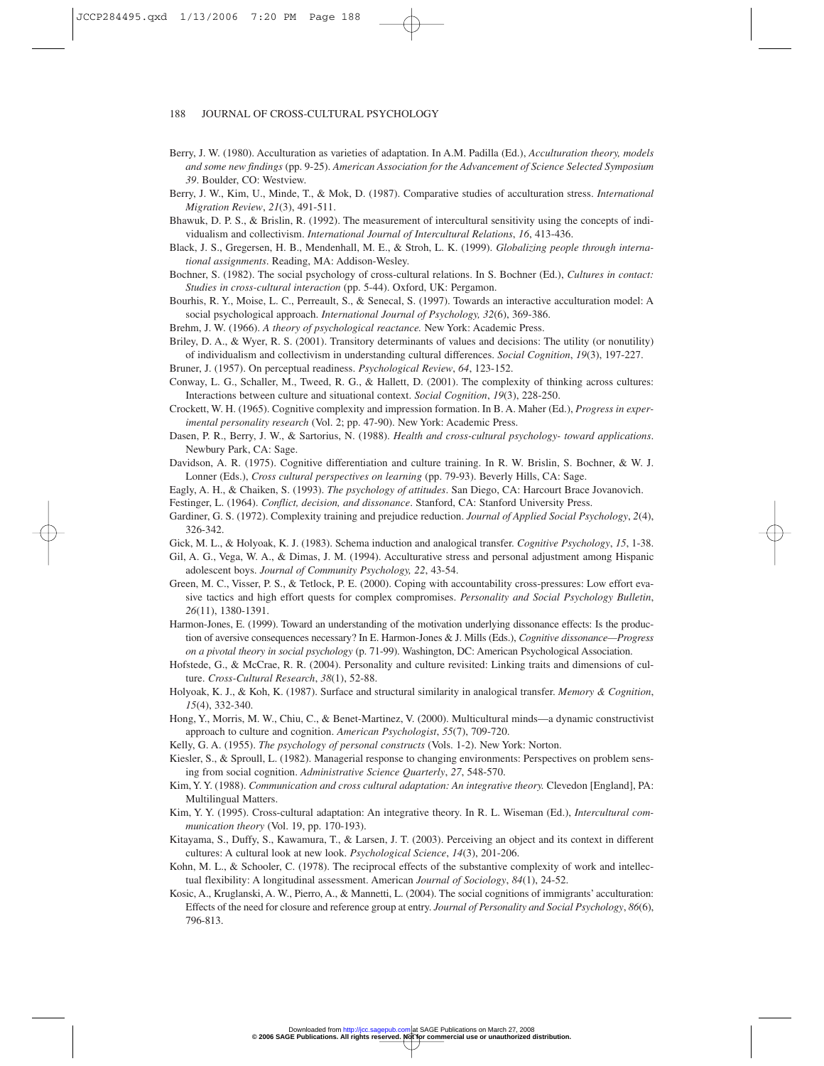Berry, J. W. (1980). Acculturation as varieties of adaptation. In A.M. Padilla (Ed.), *Acculturation theory, models and some new findings* (pp. 9-25). *American Association for the Advancement of Science Selected Symposium 39*. Boulder, CO: Westview.

Berry, J. W., Kim, U., Minde, T., & Mok, D. (1987). Comparative studies of acculturation stress. *International Migration Review*, *21*(3), 491-511.

Bhawuk, D. P. S., & Brislin, R. (1992). The measurement of intercultural sensitivity using the concepts of individualism and collectivism. *International Journal of Intercultural Relations*, *16*, 413-436.

Black, J. S., Gregersen, H. B., Mendenhall, M. E., & Stroh, L. K. (1999). *Globalizing people through international assignments*. Reading, MA: Addison-Wesley.

Bochner, S. (1982). The social psychology of cross-cultural relations. In S. Bochner (Ed.), *Cultures in contact: Studies in cross-cultural interaction* (pp. 5-44). Oxford, UK: Pergamon.

Bourhis, R. Y., Moise, L. C., Perreault, S., & Senecal, S. (1997). Towards an interactive acculturation model: A social psychological approach. *International Journal of Psychology, 32*(6), 369-386.

Brehm, J. W. (1966). *A theory of psychological reactance.* New York: Academic Press.

Briley, D. A., & Wyer, R. S. (2001). Transitory determinants of values and decisions: The utility (or nonutility) of individualism and collectivism in understanding cultural differences. *Social Cognition*, *19*(3), 197-227.

Bruner, J. (1957). On perceptual readiness. *Psychological Review*, *64*, 123-152.

Conway, L. G., Schaller, M., Tweed, R. G., & Hallett, D. (2001). The complexity of thinking across cultures: Interactions between culture and situational context. *Social Cognition*, *19*(3), 228-250.

Crockett, W. H. (1965). Cognitive complexity and impression formation. In B. A. Maher (Ed.), *Progress in experimental personality research* (Vol. 2; pp. 47-90). New York: Academic Press.

Dasen, P. R., Berry, J. W., & Sartorius, N. (1988). *Health and cross-cultural psychology- toward applications*. Newbury Park, CA: Sage.

Davidson, A. R. (1975). Cognitive differentiation and culture training. In R. W. Brislin, S. Bochner, & W. J. Lonner (Eds.), *Cross cultural perspectives on learning* (pp. 79-93). Beverly Hills, CA: Sage.

Eagly, A. H., & Chaiken, S. (1993). *The psychology of attitudes*. San Diego, CA: Harcourt Brace Jovanovich.

Festinger, L. (1964). *Conflict, decision, and dissonance*. Stanford, CA: Stanford University Press.

Gardiner, G. S. (1972). Complexity training and prejudice reduction. *Journal of Applied Social Psychology*, *2*(4), 326-342.

Gick, M. L., & Holyoak, K. J. (1983). Schema induction and analogical transfer. *Cognitive Psychology*, *15*, 1-38.

Gil, A. G., Vega, W. A., & Dimas, J. M. (1994). Acculturative stress and personal adjustment among Hispanic adolescent boys. *Journal of Community Psychology, 22*, 43-54.

Green, M. C., Visser, P. S., & Tetlock, P. E. (2000). Coping with accountability cross-pressures: Low effort evasive tactics and high effort quests for complex compromises. *Personality and Social Psychology Bulletin*, *26*(11), 1380-1391.

Harmon-Jones, E. (1999). Toward an understanding of the motivation underlying dissonance effects: Is the production of aversive consequences necessary? In E. Harmon-Jones & J. Mills (Eds.), *Cognitive dissonance—Progress on a pivotal theory in social psychology* (p. 71-99). Washington, DC: American Psychological Association.

Hofstede, G., & McCrae, R. R. (2004). Personality and culture revisited: Linking traits and dimensions of culture. *Cross-Cultural Research*, *38*(1), 52-88.

Holyoak, K. J., & Koh, K. (1987). Surface and structural similarity in analogical transfer. *Memory & Cognition*, *15*(4), 332-340.

Hong, Y., Morris, M. W., Chiu, C., & Benet-Martinez, V. (2000). Multicultural minds—a dynamic constructivist approach to culture and cognition. *American Psychologist*, *55*(7), 709-720.

Kelly, G. A. (1955). *The psychology of personal constructs* (Vols. 1-2). New York: Norton.

Kiesler, S., & Sproull, L. (1982). Managerial response to changing environments: Perspectives on problem sensing from social cognition. *Administrative Science Quarterly*, *27*, 548-570.

Kim, Y. Y. (1988). *Communication and cross cultural adaptation: An integrative theory.* Clevedon [England], PA: Multilingual Matters.

Kim, Y. Y. (1995). Cross-cultural adaptation: An integrative theory. In R. L. Wiseman (Ed.), *Intercultural communication theory* (Vol. 19, pp. 170-193).

Kitayama, S., Duffy, S., Kawamura, T., & Larsen, J. T. (2003). Perceiving an object and its context in different cultures: A cultural look at new look. *Psychological Science*, *14*(3), 201-206.

Kohn, M. L., & Schooler, C. (1978). The reciprocal effects of the substantive complexity of work and intellectual flexibility: A longitudinal assessment. American *Journal of Sociology*, *84*(1), 24-52.

Kosic, A., Kruglanski, A. W., Pierro, A., & Mannetti, L. (2004). The social cognitions of immigrants' acculturation: Effects of the need for closure and reference group at entry. *Journal of Personality and Social Psychology*, *86*(6), 796-813.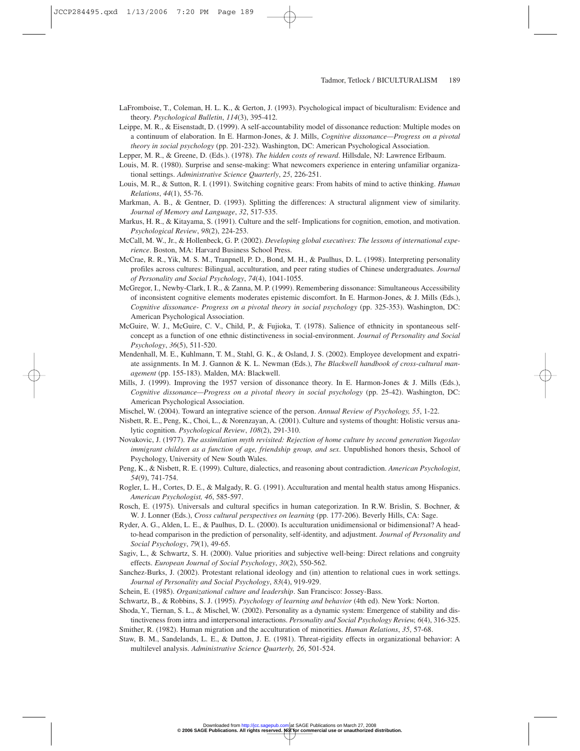LaFromboise, T., Coleman, H. L. K., & Gerton, J. (1993). Psychological impact of biculturalism: Evidence and theory. *Psychological Bulletin*, *114*(3), 395-412.

Leippe, M. R., & Eisenstadt, D. (1999). A self-accountability model of dissonance reduction: Multiple modes on a continuum of elaboration. In E. Harmon-Jones, & J. Mills, *Cognitive dissonance—Progress on a pivotal theory in social psychology* (pp. 201-232). Washington, DC: American Psychological Association.

Lepper, M. R., & Greene, D. (Eds.). (1978). *The hidden costs of reward*. Hillsdale, NJ: Lawrence Erlbaum.

Louis, M. R. (1980). Surprise and sense-making: What newcomers experience in entering unfamiliar organizational settings. *Administrative Science Quarterly*, *25*, 226-251.

Louis, M. R., & Sutton, R. I. (1991). Switching cognitive gears: From habits of mind to active thinking. *Human Relations*, *44*(1), 55-76.

Markman, A. B., & Gentner, D. (1993). Splitting the differences: A structural alignment view of similarity. *Journal of Memory and Language*, *32*, 517-535.

Markus, H. R., & Kitayama, S. (1991). Culture and the self- Implications for cognition, emotion, and motivation. *Psychological Review*, *98*(2), 224-253.

McCall, M. W., Jr., & Hollenbeck, G. P. (2002). *Developing global executives: The lessons of international experience*. Boston, MA: Harvard Business School Press.

McCrae, R. R., Yik, M. S. M., Tranpnell, P. D., Bond, M. H., & Paulhus, D. L. (1998). Interpreting personality profiles across cultures: Bilingual, acculturation, and peer rating studies of Chinese undergraduates. *Journal of Personality and Social Psychology*, *74*(4), 1041-1055.

McGregor, I., Newby-Clark, I. R., & Zanna, M. P. (1999). Remembering dissonance: Simultaneous Accessibility of inconsistent cognitive elements moderates epistemic discomfort. In E. Harmon-Jones, & J. Mills (Eds.), *Cognitive dissonance- Progress on a pivotal theory in social psychology* (pp. 325-353). Washington, DC: American Psychological Association.

McGuire, W. J., McGuire, C. V., Child, P., & Fujioka, T. (1978). Salience of ethnicity in spontaneous self-concept as a function of one ethnic distinctiveness in social-environment. *Journal of Personality and Social Psychology*, *36*(5), 511-520.

Mendenhall, M. E., Kuhlmann, T. M., Stahl, G. K., & Osland, J. S. (2002). Employee development and expatriate assignments. In M. J. Gannon & K. L. Newman (Eds.), *The Blackwell handbook of cross-cultural management* (pp. 155-183). Malden, MA: Blackwell.

Mills, J. (1999). Improving the 1957 version of dissonance theory. In E. Harmon-Jones & J. Mills (Eds.), *Cognitive dissonance—Progress on a pivotal theory in social psychology* (pp. 25-42). Washington, DC: American Psychological Association.

Mischel, W. (2004). Toward an integrative science of the person. *Annual Review of Psychology, 55*, 1-22.

Nisbett, R. E., Peng, K., Choi, L., & Norenzayan, A. (2001). Culture and systems of thought: Holistic versus analytic cognition. *Psychological Review*, *108*(2), 291-310.

Novakovic, J. (1977). *The assimilation myth revisited: Rejection of home culture by second generation Yugoslav immigrant children as a function of age, friendship group, and sex*. Unpublished honors thesis, School of Psychology, University of New South Wales.

Peng, K., & Nisbett, R. E. (1999). Culture, dialectics, and reasoning about contradiction. *American Psychologist*, *54*(9), 741-754.

Rogler, L. H., Cortes, D. E., & Malgady, R. G. (1991). Acculturation and mental health status among Hispanics. *American Psychologist, 46*, 585-597.

Rosch, E. (1975). Universals and cultural specifics in human categorization. In R.W. Brislin, S. Bochner, & W. J. Lonner (Eds.), *Cross cultural perspectives on learning* (pp. 177-206). Beverly Hills, CA: Sage.

Ryder, A. G., Alden, L. E., & Paulhus, D. L. (2000). Is acculturation unidimensional or bidimensional? A head-to-head comparison in the prediction of personality, self-identity, and adjustment. *Journal of Personality and Social Psychology*, *79*(1), 49-65.

Sagiv, L., & Schwartz, S. H. (2000). Value priorities and subjective well-being: Direct relations and congruity effects. *European Journal of Social Psychology*, *30*(2), 550-562.

Sanchez-Burks, J. (2002). Protestant relational ideology and (in) attention to relational cues in work settings. *Journal of Personality and Social Psychology*, *83*(4), 919-929.

Schein, E. (1985). *Organizational culture and leadership*. San Francisco: Jossey-Bass.

Schwartz, B., & Robbins, S. J. (1995). *Psychology of learning and behavior* (4th ed). New York: Norton.

Shoda, Y., Tiernan, S. L., & Mischel, W. (2002). Personality as a dynamic system: Emergence of stability and distinctiveness from intra and interpersonal interactions. *Personality and Social Psychology Review, 6*(4), 316-325.

Smither, R. (1982). Human migration and the acculturation of minorities. *Human Relations*, *35*, 57-68.

Staw, B. M., Sandelands, L. E., & Dutton, J. E. (1981). Threat-rigidity effects in organizational behavior: A multilevel analysis. *Administrative Science Quarterly, 26*, 501-524.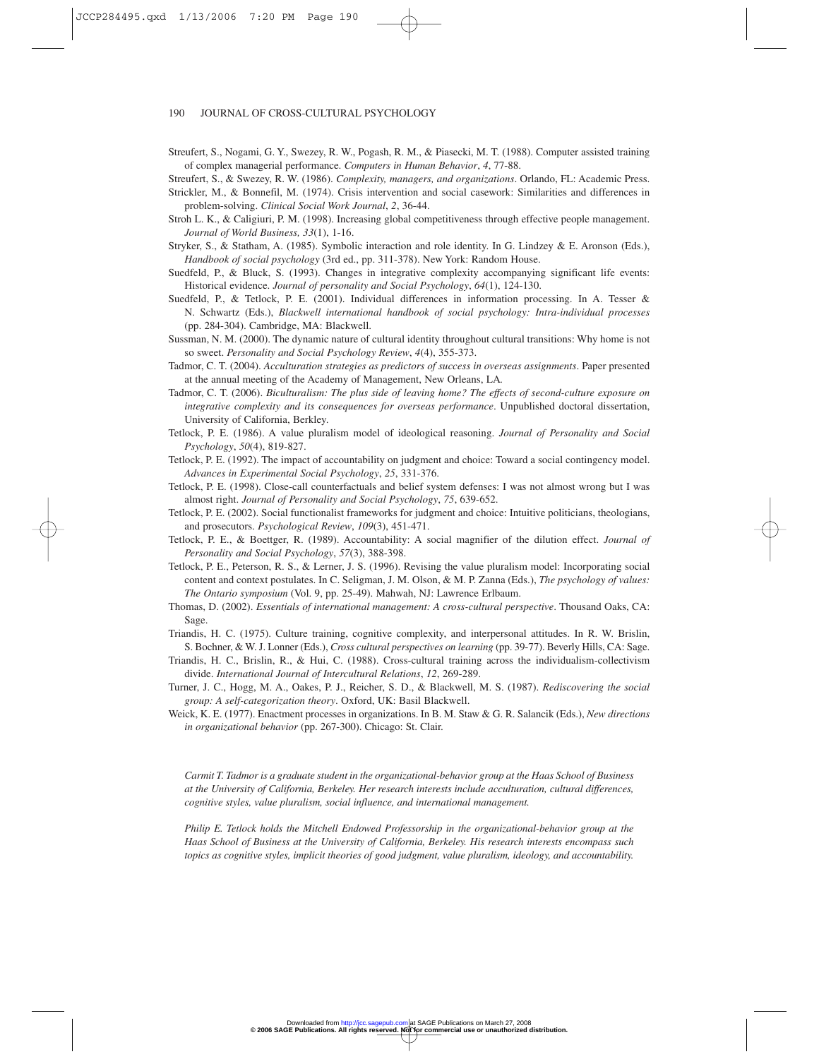Streufert, S., Nogami, G. Y., Swezey, R. W., Pogash, R. M., & Piasecki, M. T. (1988). Computer assisted training of complex managerial performance. *Computers in Human Behavior*, *4*, 77-88.

Streufert, S., & Swezey, R. W. (1986). *Complexity, managers, and organizations*. Orlando, FL: Academic Press.

Strickler, M., & Bonnefil, M. (1974). Crisis intervention and social casework: Similarities and differences in problem-solving. *Clinical Social Work Journal*, *2*, 36-44.

Stroh L. K., & Caligiuri, P. M. (1998). Increasing global competitiveness through effective people management. *Journal of World Business, 33*(1), 1-16.

Stryker, S., & Statham, A. (1985). Symbolic interaction and role identity. In G. Lindzey & E. Aronson (Eds.), *Handbook of social psychology* (3rd ed., pp. 311-378). New York: Random House.

Suedfeld, P., & Bluck, S. (1993). Changes in integrative complexity accompanying significant life events: Historical evidence. *Journal of personality and Social Psychology*, *64*(1), 124-130.

Suedfeld, P., & Tetlock, P. E. (2001). Individual differences in information processing. In A. Tesser & N. Schwartz (Eds.), *Blackwell international handbook of social psychology: Intra-individual processes* (pp. 284-304). Cambridge, MA: Blackwell.

Sussman, N. M. (2000). The dynamic nature of cultural identity throughout cultural transitions: Why home is not so sweet. *Personality and Social Psychology Review*, *4*(4), 355-373.

Tadmor, C. T. (2004). *Acculturation strategies as predictors of success in overseas assignments*. Paper presented at the annual meeting of the Academy of Management, New Orleans, LA.

Tadmor, C. T. (2006). *Biculturalism: The plus side of leaving home? The effects of second-culture exposure on integrative complexity and its consequences for overseas performance*. Unpublished doctoral dissertation, University of California, Berkley.

Tetlock, P. E. (1986). A value pluralism model of ideological reasoning. *Journal of Personality and Social Psychology*, *50*(4), 819-827.

Tetlock, P. E. (1992). The impact of accountability on judgment and choice: Toward a social contingency model. *Advances in Experimental Social Psychology*, *25*, 331-376.

Tetlock, P. E. (1998). Close-call counterfactuals and belief system defenses: I was not almost wrong but I was almost right. *Journal of Personality and Social Psychology*, *75*, 639-652.

Tetlock, P. E. (2002). Social functionalist frameworks for judgment and choice: Intuitive politicians, theologians, and prosecutors. *Psychological Review*, *109*(3), 451-471.

Tetlock, P. E., & Boettger, R. (1989). Accountability: A social magnifier of the dilution effect. *Journal of Personality and Social Psychology*, *57*(3), 388-398.

Tetlock, P. E., Peterson, R. S., & Lerner, J. S. (1996). Revising the value pluralism model: Incorporating social content and context postulates. In C. Seligman, J. M. Olson, & M. P. Zanna (Eds.), *The psychology of values: The Ontario symposium* (Vol. 9, pp. 25-49). Mahwah, NJ: Lawrence Erlbaum.

Thomas, D. (2002). *Essentials of international management: A cross-cultural perspective*. Thousand Oaks, CA: Sage.

Triandis, H. C. (1975). Culture training, cognitive complexity, and interpersonal attitudes. In R. W. Brislin, S. Bochner, & W. J. Lonner (Eds.), *Cross cultural perspectives on learning* (pp. 39-77). Beverly Hills, CA: Sage.

Triandis, H. C., Brislin, R., & Hui, C. (1988). Cross-cultural training across the individualism-collectivism divide. *International Journal of Intercultural Relations*, *12*, 269-289.

Turner, J. C., Hogg, M. A., Oakes, P. J., Reicher, S. D., & Blackwell, M. S. (1987). *Rediscovering the social group: A self-categorization theory*. Oxford, UK: Basil Blackwell.

Weick, K. E. (1977). Enactment processes in organizations. In B. M. Staw & G. R. Salancik (Eds.), *New directions in organizational behavior* (pp. 267-300). Chicago: St. Clair.

*Carmit T. Tadmor is a graduate student in the organizational-behavior group at the Haas School of Business at the University of California, Berkeley. Her research interests include acculturation, cultural differences, cognitive styles, value pluralism, social influence, and international management.*

*Philip E. Tetlock holds the Mitchell Endowed Professorship in the organizational-behavior group at the Haas School of Business at the University of California, Berkeley. His research interests encompass such topics as cognitive styles, implicit theories of good judgment, value pluralism, ideology, and accountability.*